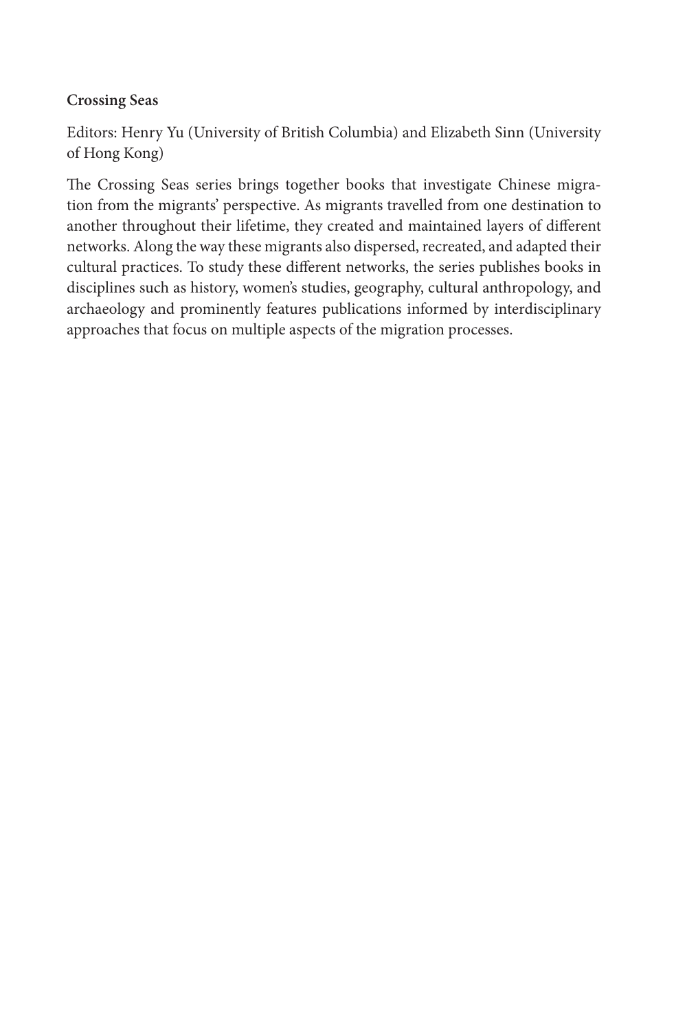**Crossing Seas**

Editors: Henry Yu (University of British Columbia) and Elizabeth Sinn (University of Hong Kong)

The Crossing Seas series brings together books that investigate Chinese migration from the migrants' perspective. As migrants travelled from one destination to another throughout their lifetime, they created and maintained layers of different networks. Along the way these migrants also dispersed, recreated, and adapted their cultural practices. To study these different networks, the series publishes books in disciplines such as history, women's studies, geography, cultural anthropology, and archaeology and prominently features publications informed by interdisciplinary approaches that focus on multiple aspects of the migration processes.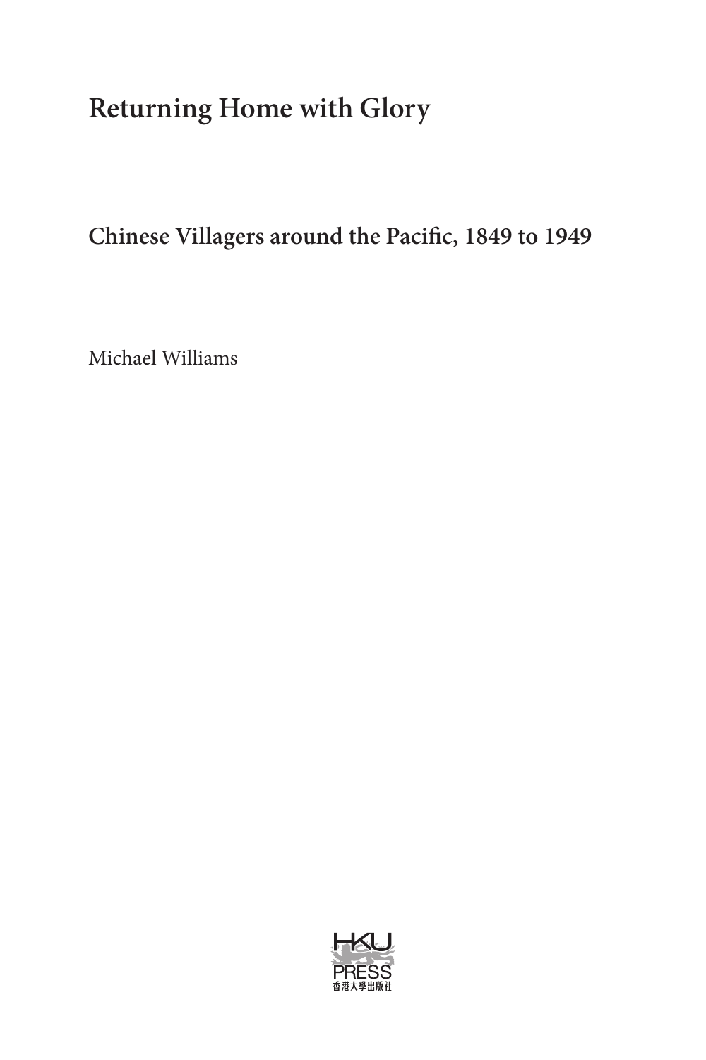# Returning Home with Glory

## Chinese Villagers around the Pacific, 1849 to 1949

Michael Williams

HKU PRESS
香港大學出版社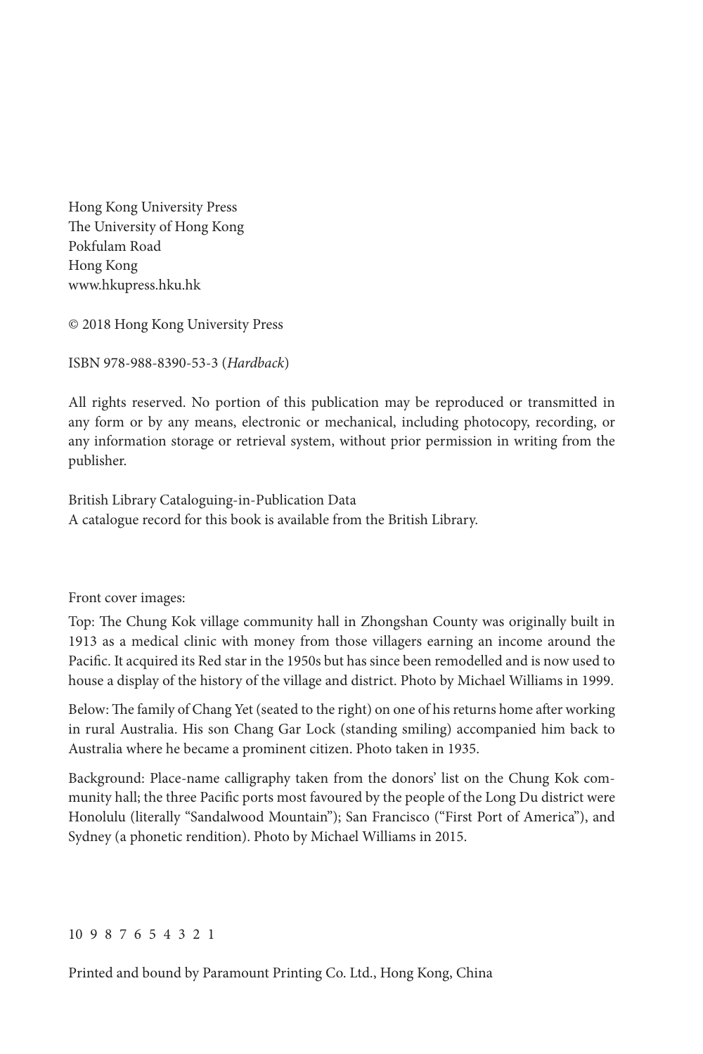Hong Kong University Press
The University of Hong Kong
Pokfulam Road
Hong Kong
www.hkupress.hku.hk

© 2018 Hong Kong University Press

ISBN 978-988-8390-53-3 (*Hardback*)

All rights reserved. No portion of this publication may be reproduced or transmitted in any form or by any means, electronic or mechanical, including photocopy, recording, or any information storage or retrieval system, without prior permission in writing from the publisher.

British Library Cataloguing-in-Publication Data
A catalogue record for this book is available from the British Library.

Front cover images:

Top: The Chung Kok village community hall in Zhongshan County was originally built in 1913 as a medical clinic with money from those villagers earning an income around the Pacific. It acquired its Red star in the 1950s but has since been remodelled and is now used to house a display of the history of the village and district. Photo by Michael Williams in 1999.

Below: The family of Chang Yet (seated to the right) on one of his returns home after working in rural Australia. His son Chang Gar Lock (standing smiling) accompanied him back to Australia where he became a prominent citizen. Photo taken in 1935.

Background: Place-name calligraphy taken from the donors' list on the Chung Kok community hall; the three Pacific ports most favoured by the people of the Long Du district were Honolulu (literally "Sandalwood Mountain"); San Francisco ("First Port of America"), and Sydney (a phonetic rendition). Photo by Michael Williams in 2015.

10 9 8 7 6 5 4 3 2 1

Printed and bound by Paramount Printing Co. Ltd., Hong Kong, China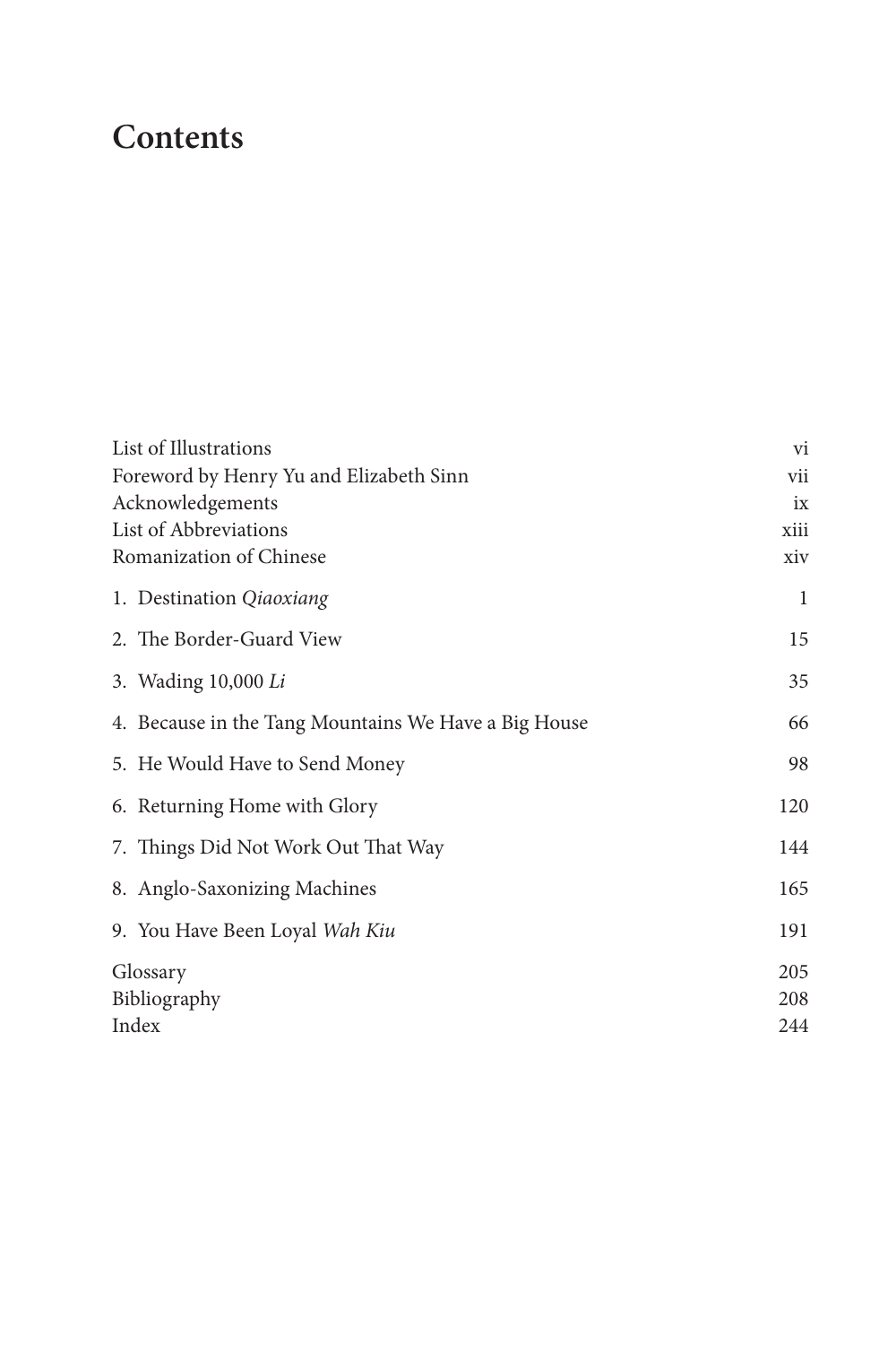# Contents

| | |
|---|---|
| List of Illustrations | vi |
| Foreword by Henry Yu and Elizabeth Sinn | vii |
| Acknowledgements | ix |
| List of Abbreviations | xiii |
| Romanization of Chinese | xiv |
| 1. Destination *Qiaoxiang* | 1 |
| 2. The Border-Guard View | 15 |
| 3. Wading 10,000 *Li* | 35 |
| 4. Because in the Tang Mountains We Have a Big House | 66 |
| 5. He Would Have to Send Money | 98 |
| 6. Returning Home with Glory | 120 |
| 7. Things Did Not Work Out That Way | 144 |
| 8. Anglo-Saxonizing Machines | 165 |
| 9. You Have Been Loyal *Wah Kiu* | 191 |
| Glossary | 205 |
| Bibliography | 208 |
| Index | 244 |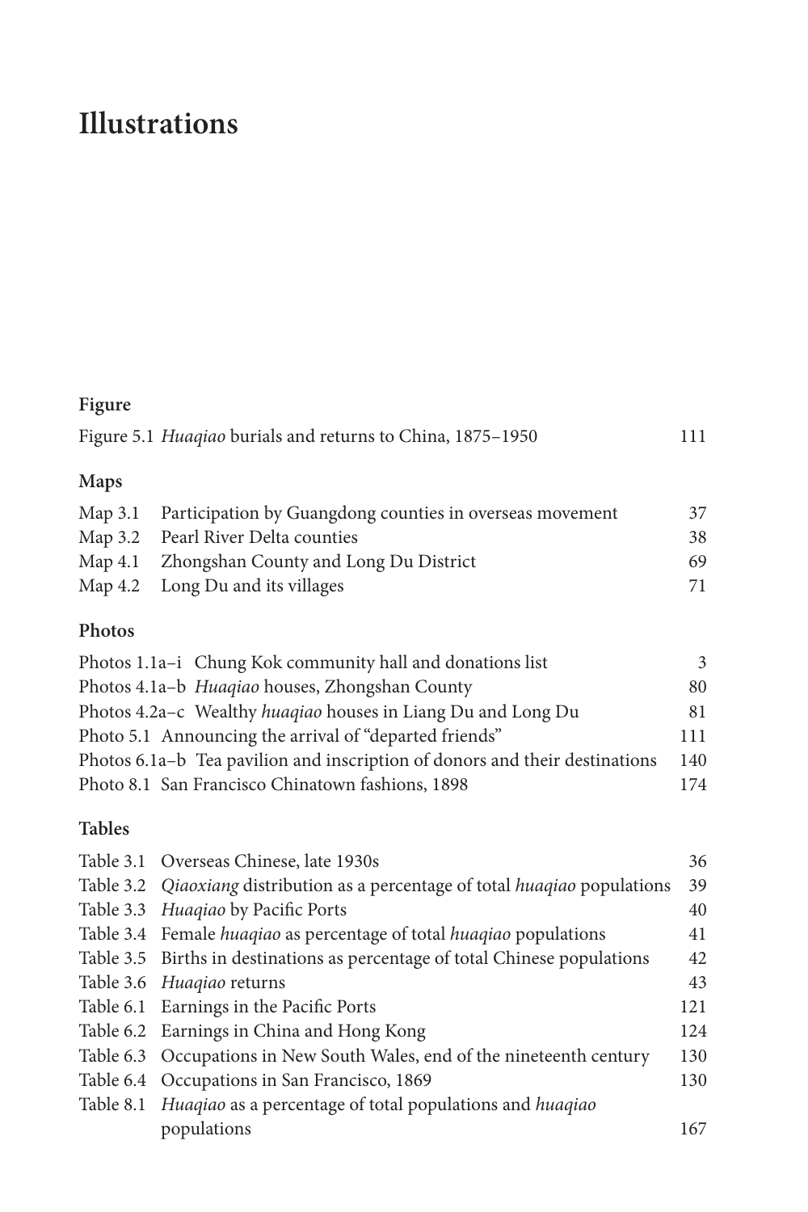# Illustrations

### Figure

| | | |
|---|---|---|
| Figure 5.1 | *Huaqiao* burials and returns to China, 1875–1950 | 111 |

### Maps

| | | |
|---|---|---|
| Map 3.1 | Participation by Guangdong counties in overseas movement | 37 |
| Map 3.2 | Pearl River Delta counties | 38 |
| Map 4.1 | Zhongshan County and Long Du District | 69 |
| Map 4.2 | Long Du and its villages | 71 |

### Photos

| | | |
|---|---|---|
| Photos 1.1a–i | Chung Kok community hall and donations list | 3 |
| Photos 4.1a–b | *Huaqiao* houses, Zhongshan County | 80 |
| Photos 4.2a–c | Wealthy *huaqiao* houses in Liang Du and Long Du | 81 |
| Photo 5.1 | Announcing the arrival of "departed friends" | 111 |
| Photos 6.1a–b | Tea pavilion and inscription of donors and their destinations | 140 |
| Photo 8.1 | San Francisco Chinatown fashions, 1898 | 174 |

### Tables

| | | |
|---|---|---|
| Table 3.1 | Overseas Chinese, late 1930s | 36 |
| Table 3.2 | *Qiaoxiang* distribution as a percentage of total *huaqiao* populations | 39 |
| Table 3.3 | *Huaqiao* by Pacific Ports | 40 |
| Table 3.4 | Female *huaqiao* as percentage of total *huaqiao* populations | 41 |
| Table 3.5 | Births in destinations as percentage of total Chinese populations | 42 |
| Table 3.6 | *Huaqiao* returns | 43 |
| Table 6.1 | Earnings in the Pacific Ports | 121 |
| Table 6.2 | Earnings in China and Hong Kong | 124 |
| Table 6.3 | Occupations in New South Wales, end of the nineteenth century | 130 |
| Table 6.4 | Occupations in San Francisco, 1869 | 130 |
| Table 8.1 | *Huaqiao* as a percentage of total populations and *huaqiao* populations | 167 |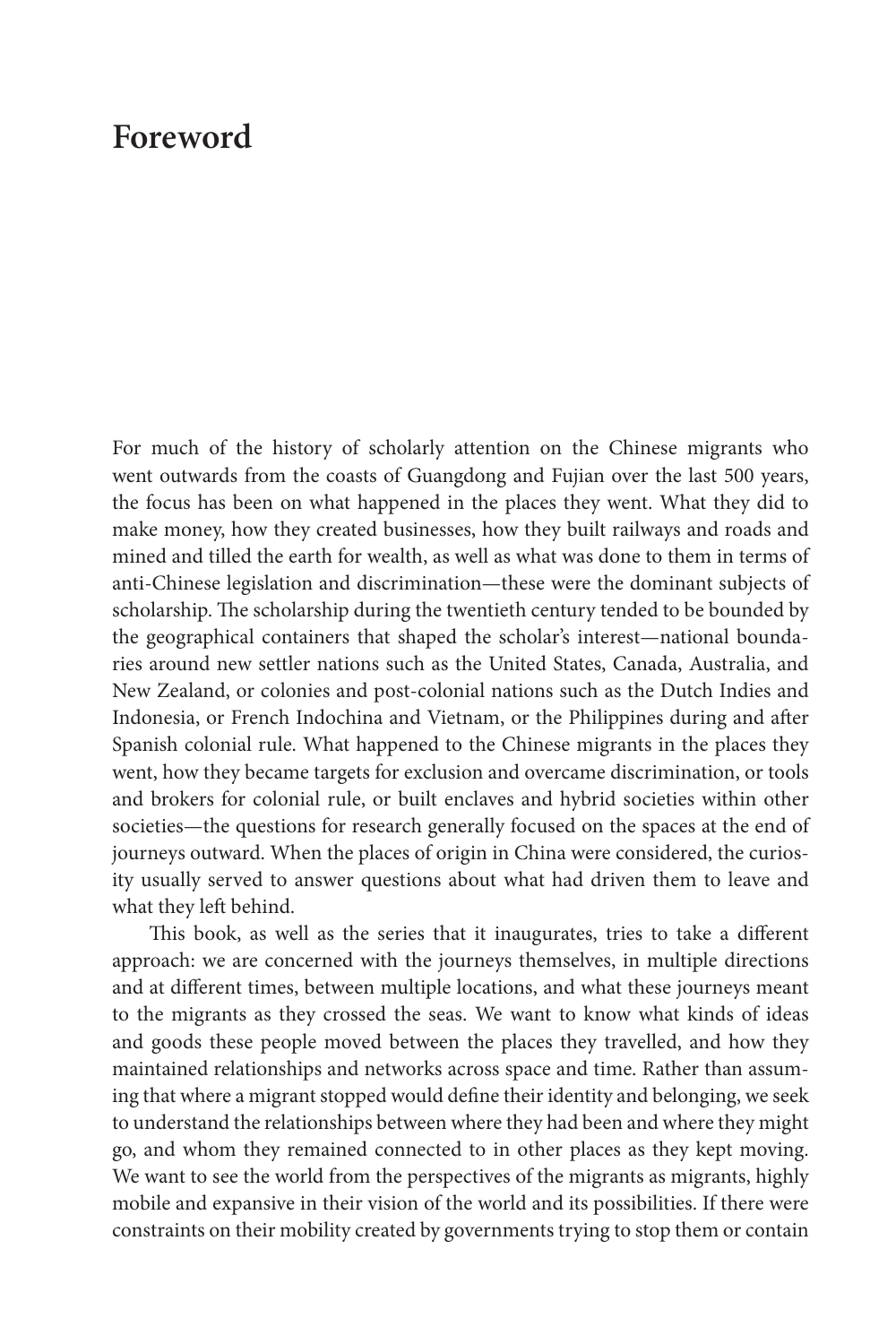# Foreword

For much of the history of scholarly attention on the Chinese migrants who went outwards from the coasts of Guangdong and Fujian over the last 500 years, the focus has been on what happened in the places they went. What they did to make money, how they created businesses, how they built railways and roads and mined and tilled the earth for wealth, as well as what was done to them in terms of anti-Chinese legislation and discrimination—these were the dominant subjects of scholarship. The scholarship during the twentieth century tended to be bounded by the geographical containers that shaped the scholar's interest—national boundaries around new settler nations such as the United States, Canada, Australia, and New Zealand, or colonies and post-colonial nations such as the Dutch Indies and Indonesia, or French Indochina and Vietnam, or the Philippines during and after Spanish colonial rule. What happened to the Chinese migrants in the places they went, how they became targets for exclusion and overcame discrimination, or tools and brokers for colonial rule, or built enclaves and hybrid societies within other societies—the questions for research generally focused on the spaces at the end of journeys outward. When the places of origin in China were considered, the curiosity usually served to answer questions about what had driven them to leave and what they left behind.

This book, as well as the series that it inaugurates, tries to take a different approach: we are concerned with the journeys themselves, in multiple directions and at different times, between multiple locations, and what these journeys meant to the migrants as they crossed the seas. We want to know what kinds of ideas and goods these people moved between the places they travelled, and how they maintained relationships and networks across space and time. Rather than assuming that where a migrant stopped would define their identity and belonging, we seek to understand the relationships between where they had been and where they might go, and whom they remained connected to in other places as they kept moving. We want to see the world from the perspectives of the migrants as migrants, highly mobile and expansive in their vision of the world and its possibilities. If there were constraints on their mobility created by governments trying to stop them or contain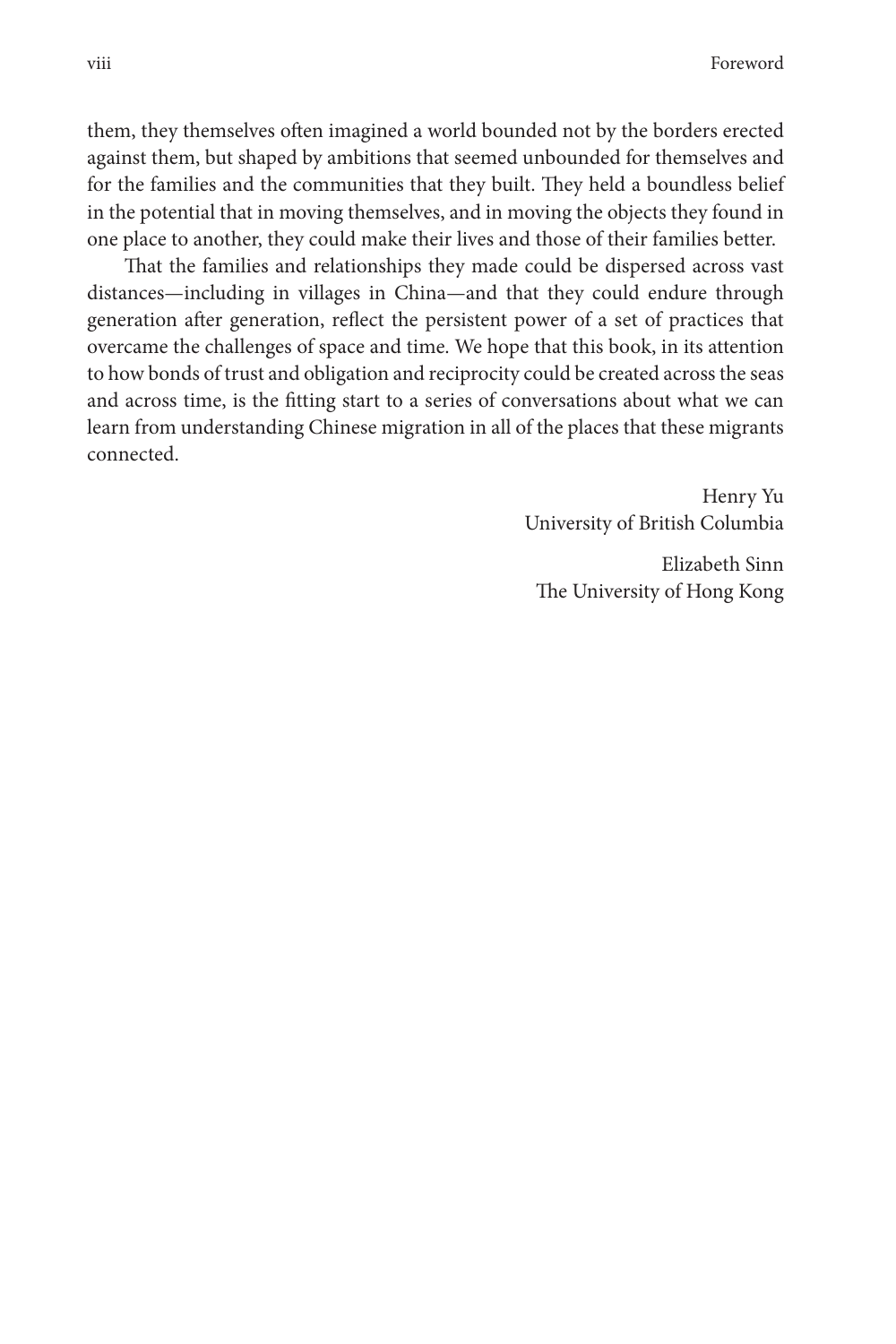them, they themselves often imagined a world bounded not by the borders erected against them, but shaped by ambitions that seemed unbounded for themselves and for the families and the communities that they built. They held a boundless belief in the potential that in moving themselves, and in moving the objects they found in one place to another, they could make their lives and those of their families better.

That the families and relationships they made could be dispersed across vast distances—including in villages in China—and that they could endure through generation after generation, reflect the persistent power of a set of practices that overcame the challenges of space and time. We hope that this book, in its attention to how bonds of trust and obligation and reciprocity could be created across the seas and across time, is the fitting start to a series of conversations about what we can learn from understanding Chinese migration in all of the places that these migrants connected.

Henry Yu
University of British Columbia

Elizabeth Sinn
The University of Hong Kong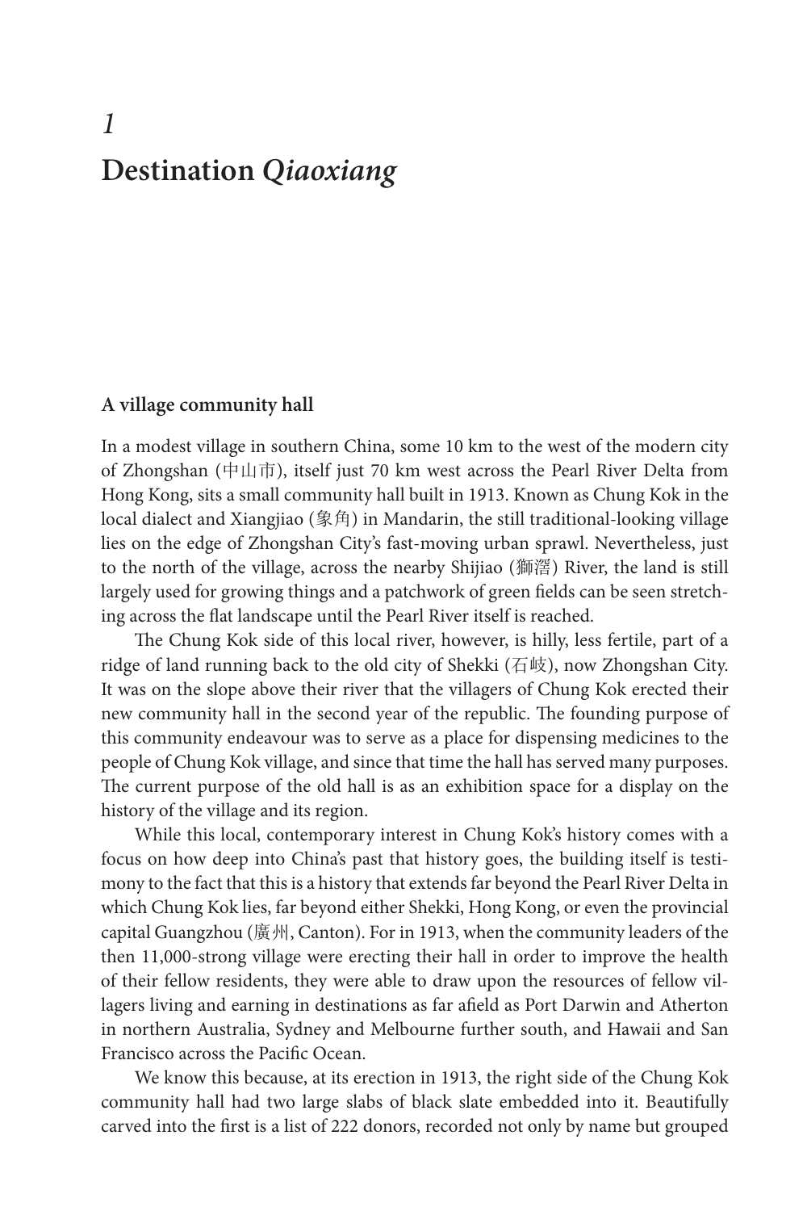# 1

# Destination *Qiaoxiang*

## A village community hall

In a modest village in southern China, some 10 km to the west of the modern city of Zhongshan (中山市), itself just 70 km west across the Pearl River Delta from Hong Kong, sits a small community hall built in 1913. Known as Chung Kok in the local dialect and Xiangjiao (象角) in Mandarin, the still traditional-looking village lies on the edge of Zhongshan City's fast-moving urban sprawl. Nevertheless, just to the north of the village, across the nearby Shijiao (獅滘) River, the land is still largely used for growing things and a patchwork of green fields can be seen stretching across the flat landscape until the Pearl River itself is reached.

The Chung Kok side of this local river, however, is hilly, less fertile, part of a ridge of land running back to the old city of Shekki (石岐), now Zhongshan City. It was on the slope above their river that the villagers of Chung Kok erected their new community hall in the second year of the republic. The founding purpose of this community endeavour was to serve as a place for dispensing medicines to the people of Chung Kok village, and since that time the hall has served many purposes. The current purpose of the old hall is as an exhibition space for a display on the history of the village and its region.

While this local, contemporary interest in Chung Kok's history comes with a focus on how deep into China's past that history goes, the building itself is testimony to the fact that this is a history that extends far beyond the Pearl River Delta in which Chung Kok lies, far beyond either Shekki, Hong Kong, or even the provincial capital Guangzhou (廣州, Canton). For in 1913, when the community leaders of the then 11,000-strong village were erecting their hall in order to improve the health of their fellow residents, they were able to draw upon the resources of fellow villagers living and earning in destinations as far afield as Port Darwin and Atherton in northern Australia, Sydney and Melbourne further south, and Hawaii and San Francisco across the Pacific Ocean.

We know this because, at its erection in 1913, the right side of the Chung Kok community hall had two large slabs of black slate embedded into it. Beautifully carved into the first is a list of 222 donors, recorded not only by name but grouped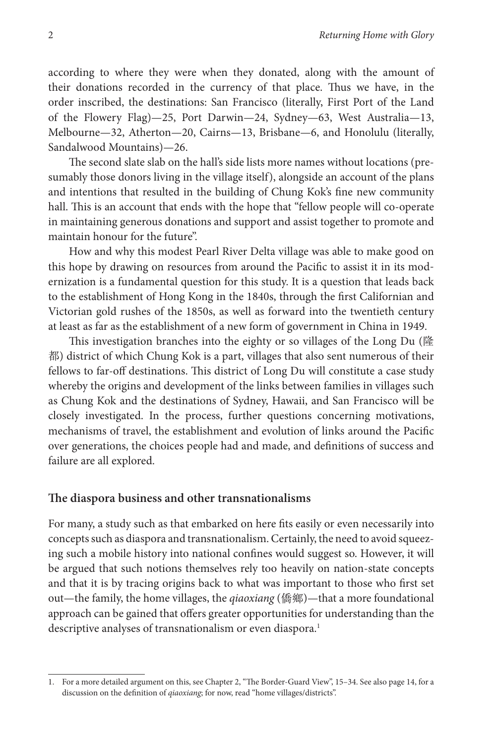according to where they were when they donated, along with the amount of their donations recorded in the currency of that place. Thus we have, in the order inscribed, the destinations: San Francisco (literally, First Port of the Land of the Flowery Flag)—25, Port Darwin—24, Sydney—63, West Australia—13, Melbourne—32, Atherton—20, Cairns—13, Brisbane—6, and Honolulu (literally, Sandalwood Mountains)—26.

The second slate slab on the hall's side lists more names without locations (presumably those donors living in the village itself), alongside an account of the plans and intentions that resulted in the building of Chung Kok's fine new community hall. This is an account that ends with the hope that "fellow people will co-operate in maintaining generous donations and support and assist together to promote and maintain honour for the future".

How and why this modest Pearl River Delta village was able to make good on this hope by drawing on resources from around the Pacific to assist it in its modernization is a fundamental question for this study. It is a question that leads back to the establishment of Hong Kong in the 1840s, through the first Californian and Victorian gold rushes of the 1850s, as well as forward into the twentieth century at least as far as the establishment of a new form of government in China in 1949.

This investigation branches into the eighty or so villages of the Long Du (隆都) district of which Chung Kok is a part, villages that also sent numerous of their fellows to far-off destinations. This district of Long Du will constitute a case study whereby the origins and development of the links between families in villages such as Chung Kok and the destinations of Sydney, Hawaii, and San Francisco will be closely investigated. In the process, further questions concerning motivations, mechanisms of travel, the establishment and evolution of links around the Pacific over generations, the choices people had and made, and definitions of success and failure are all explored.

## The diaspora business and other transnationalisms

For many, a study such as that embarked on here fits easily or even necessarily into concepts such as diaspora and transnationalism. Certainly, the need to avoid squeezing such a mobile history into national confines would suggest so. However, it will be argued that such notions themselves rely too heavily on nation-state concepts and that it is by tracing origins back to what was important to those who first set out—the family, the home villages, the *qiaoxiang* (僑鄉)—that a more foundational approach can be gained that offers greater opportunities for understanding than the descriptive analyses of transnationalism or even diaspora.[1]

1. For a more detailed argument on this, see Chapter 2, "The Border-Guard View", 15–34. See also page 14, for a discussion on the definition of *qiaoxiang*; for now, read "home villages/districts".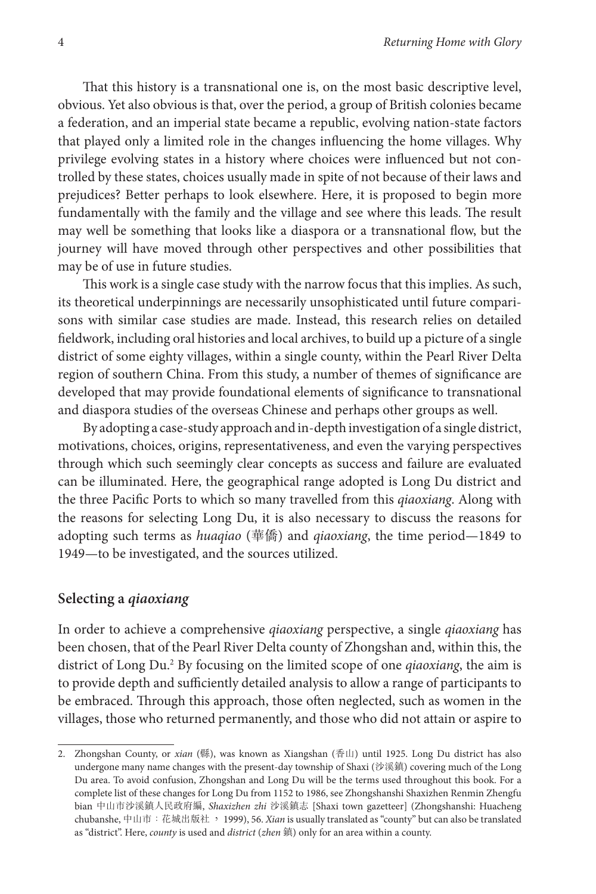That this history is a transnational one is, on the most basic descriptive level, obvious. Yet also obvious is that, over the period, a group of British colonies became a federation, and an imperial state became a republic, evolving nation-state factors that played only a limited role in the changes influencing the home villages. Why privilege evolving states in a history where choices were influenced but not controlled by these states, choices usually made in spite of not because of their laws and prejudices? Better perhaps to look elsewhere. Here, it is proposed to begin more fundamentally with the family and the village and see where this leads. The result may well be something that looks like a diaspora or a transnational flow, but the journey will have moved through other perspectives and other possibilities that may be of use in future studies.

This work is a single case study with the narrow focus that this implies. As such, its theoretical underpinnings are necessarily unsophisticated until future comparisons with similar case studies are made. Instead, this research relies on detailed fieldwork, including oral histories and local archives, to build up a picture of a single district of some eighty villages, within a single county, within the Pearl River Delta region of southern China. From this study, a number of themes of significance are developed that may provide foundational elements of significance to transnational and diaspora studies of the overseas Chinese and perhaps other groups as well.

By adopting a case-study approach and in-depth investigation of a single district, motivations, choices, origins, representativeness, and even the varying perspectives through which such seemingly clear concepts as success and failure are evaluated can be illuminated. Here, the geographical range adopted is Long Du district and the three Pacific Ports to which so many travelled from this *qiaoxiang*. Along with the reasons for selecting Long Du, it is also necessary to discuss the reasons for adopting such terms as *huaqiao* (華僑) and *qiaoxiang*, the time period—1849 to 1949—to be investigated, and the sources utilized.

## Selecting a *qiaoxiang*

In order to achieve a comprehensive *qiaoxiang* perspective, a single *qiaoxiang* has been chosen, that of the Pearl River Delta county of Zhongshan and, within this, the district of Long Du.[2] By focusing on the limited scope of one *qiaoxiang*, the aim is to provide depth and sufficiently detailed analysis to allow a range of participants to be embraced. Through this approach, those often neglected, such as women in the villages, those who returned permanently, and those who did not attain or aspire to

---

2. Zhongshan County, or *xian* (縣), was known as Xiangshan (香山) until 1925. Long Du district has also undergone many name changes with the present-day township of Shaxi (沙溪鎮) covering much of the Long Du area. To avoid confusion, Zhongshan and Long Du will be the terms used throughout this book. For a complete list of these changes for Long Du from 1152 to 1986, see Zhongshanshi Shaxizhen Renmin Zhengfu bian 中山市沙溪鎮人民政府編, *Shaxizhen zhi* 沙溪鎮志 [Shaxi town gazetteer] (Zhongshanshi: Huacheng chubanshe, 中山市：花城出版社，1999), 56. *Xian* is usually translated as "county" but can also be translated as "district". Here, *county* is used and *district* (*zhen* 鎮) only for an area within a county.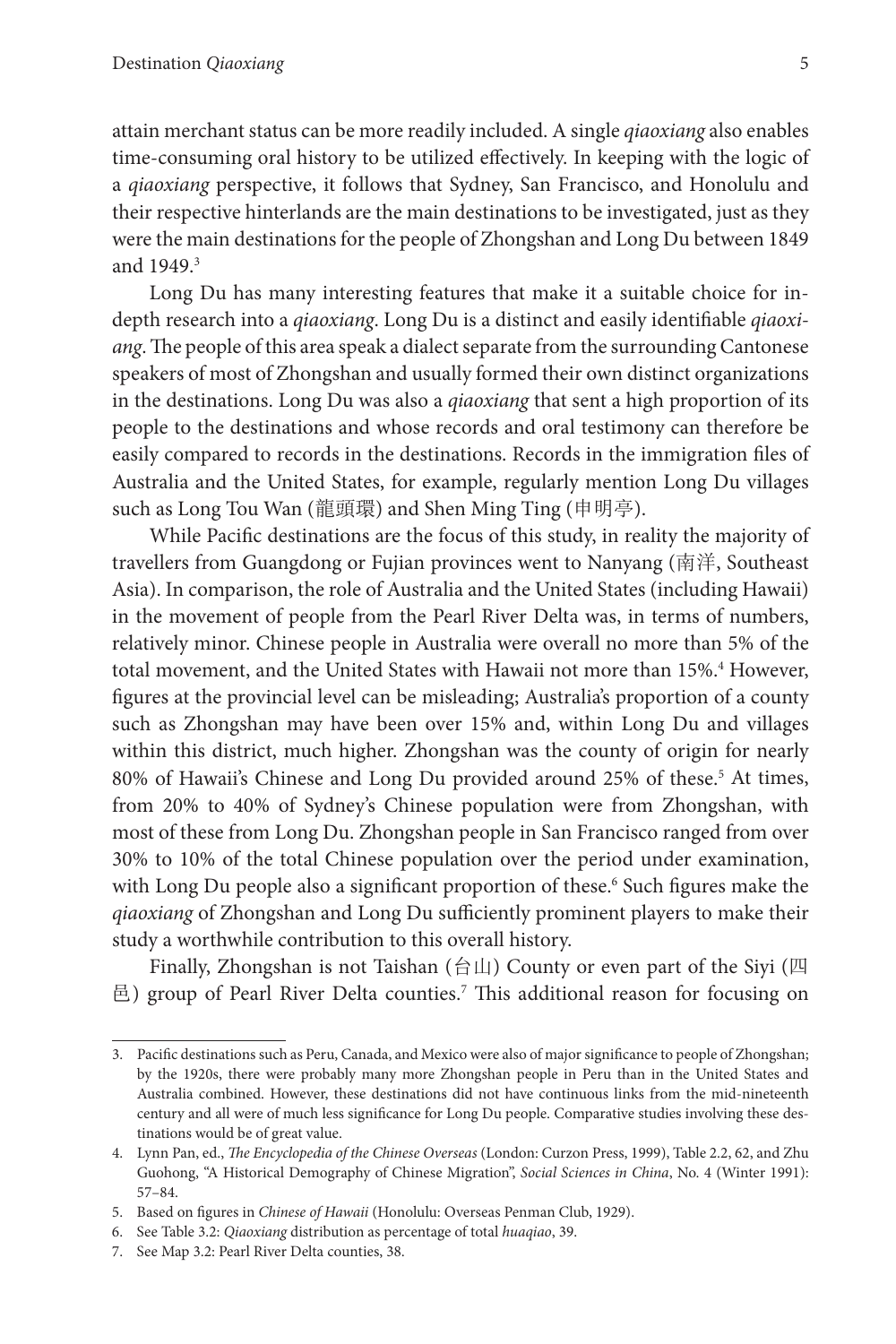attain merchant status can be more readily included. A single *qiaoxiang* also enables time-consuming oral history to be utilized effectively. In keeping with the logic of a *qiaoxiang* perspective, it follows that Sydney, San Francisco, and Honolulu and their respective hinterlands are the main destinations to be investigated, just as they were the main destinations for the people of Zhongshan and Long Du between 1849 and 1949.[3]

Long Du has many interesting features that make it a suitable choice for in-depth research into a *qiaoxiang*. Long Du is a distinct and easily identifiable *qiaoxiang*. The people of this area speak a dialect separate from the surrounding Cantonese speakers of most of Zhongshan and usually formed their own distinct organizations in the destinations. Long Du was also a *qiaoxiang* that sent a high proportion of its people to the destinations and whose records and oral testimony can therefore be easily compared to records in the destinations. Records in the immigration files of Australia and the United States, for example, regularly mention Long Du villages such as Long Tou Wan (龍頭環) and Shen Ming Ting (申明亭).

While Pacific destinations are the focus of this study, in reality the majority of travellers from Guangdong or Fujian provinces went to Nanyang (南洋, Southeast Asia). In comparison, the role of Australia and the United States (including Hawaii) in the movement of people from the Pearl River Delta was, in terms of numbers, relatively minor. Chinese people in Australia were overall no more than 5% of the total movement, and the United States with Hawaii not more than 15%.[4] However, figures at the provincial level can be misleading; Australia's proportion of a county such as Zhongshan may have been over 15% and, within Long Du and villages within this district, much higher. Zhongshan was the county of origin for nearly 80% of Hawaii's Chinese and Long Du provided around 25% of these.[5] At times, from 20% to 40% of Sydney's Chinese population were from Zhongshan, with most of these from Long Du. Zhongshan people in San Francisco ranged from over 30% to 10% of the total Chinese population over the period under examination, with Long Du people also a significant proportion of these.[6] Such figures make the *qiaoxiang* of Zhongshan and Long Du sufficiently prominent players to make their study a worthwhile contribution to this overall history.

Finally, Zhongshan is not Taishan (台山) County or even part of the Siyi (四邑) group of Pearl River Delta counties.[7] This additional reason for focusing on

---

3. Pacific destinations such as Peru, Canada, and Mexico were also of major significance to people of Zhongshan; by the 1920s, there were probably many more Zhongshan people in Peru than in the United States and Australia combined. However, these destinations did not have continuous links from the mid-nineteenth century and all were of much less significance for Long Du people. Comparative studies involving these destinations would be of great value.
4. Lynn Pan, ed., *The Encyclopedia of the Chinese Overseas* (London: Curzon Press, 1999), Table 2.2, 62, and Zhu Guohong, "A Historical Demography of Chinese Migration", *Social Sciences in China*, No. 4 (Winter 1991): 57–84.
5. Based on figures in *Chinese of Hawaii* (Honolulu: Overseas Penman Club, 1929).
6. See Table 3.2: *Qiaoxiang* distribution as percentage of total *huaqiao*, 39.
7. See Map 3.2: Pearl River Delta counties, 38.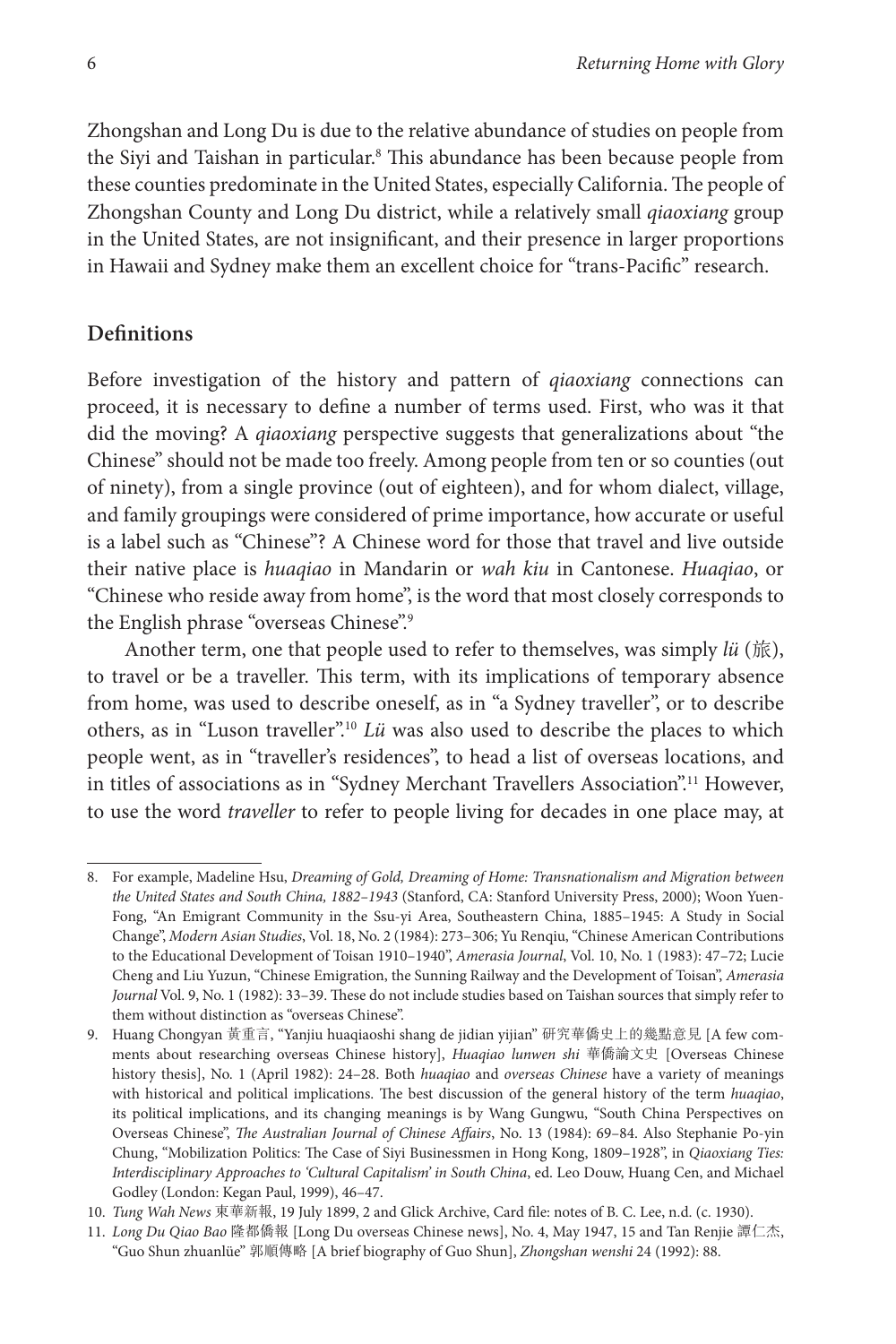Zhongshan and Long Du is due to the relative abundance of studies on people from the Siyi and Taishan in particular.[8] This abundance has been because people from these counties predominate in the United States, especially California. The people of Zhongshan County and Long Du district, while a relatively small *qiaoxiang* group in the United States, are not insignificant, and their presence in larger proportions in Hawaii and Sydney make them an excellent choice for "trans-Pacific" research.

## Definitions

Before investigation of the history and pattern of *qiaoxiang* connections can proceed, it is necessary to define a number of terms used. First, who was it that did the moving? A *qiaoxiang* perspective suggests that generalizations about "the Chinese" should not be made too freely. Among people from ten or so counties (out of ninety), from a single province (out of eighteen), and for whom dialect, village, and family groupings were considered of prime importance, how accurate or useful is a label such as "Chinese"? A Chinese word for those that travel and live outside their native place is *huaqiao* in Mandarin or *wah kiu* in Cantonese. *Huaqiao*, or "Chinese who reside away from home", is the word that most closely corresponds to the English phrase "overseas Chinese".[9]

Another term, one that people used to refer to themselves, was simply *lü* (旅), to travel or be a traveller. This term, with its implications of temporary absence from home, was used to describe oneself, as in "a Sydney traveller", or to describe others, as in "Luson traveller".[10] *Lü* was also used to describe the places to which people went, as in "traveller's residences", to head a list of overseas locations, and in titles of associations as in "Sydney Merchant Travellers Association".[11] However, to use the word *traveller* to refer to people living for decades in one place may, at

---

8. For example, Madeline Hsu, *Dreaming of Gold, Dreaming of Home: Transnationalism and Migration between the United States and South China, 1882–1943* (Stanford, CA: Stanford University Press, 2000); Woon Yuen-Fong, "An Emigrant Community in the Ssu-yi Area, Southeastern China, 1885–1945: A Study in Social Change", *Modern Asian Studies*, Vol. 18, No. 2 (1984): 273–306; Yu Renqiu, "Chinese American Contributions to the Educational Development of Toisan 1910–1940", *Amerasia Journal*, Vol. 10, No. 1 (1983): 47–72; Lucie Cheng and Liu Yuzun, "Chinese Emigration, the Sunning Railway and the Development of Toisan", *Amerasia Journal* Vol. 9, No. 1 (1982): 33–39. These do not include studies based on Taishan sources that simply refer to them without distinction as "overseas Chinese".

9. Huang Chongyan 黃重言, "Yanjiu huaqiaoshi shang de jidian yijian" 研究華僑史上的幾點意見 [A few comments about researching overseas Chinese history], *Huaqiao lunwen shi* 華僑論文史 [Overseas Chinese history thesis], No. 1 (April 1982): 24–28. Both *huaqiao* and *overseas Chinese* have a variety of meanings with historical and political implications. The best discussion of the general history of the term *huaqiao*, its political implications, and its changing meanings is by Wang Gungwu, "South China Perspectives on Overseas Chinese", *The Australian Journal of Chinese Affairs*, No. 13 (1984): 69–84. Also Stephanie Po-yin Chung, "Mobilization Politics: The Case of Siyi Businessmen in Hong Kong, 1809–1928", in *Qiaoxiang Ties: Interdisciplinary Approaches to 'Cultural Capitalism' in South China*, ed. Leo Douw, Huang Cen, and Michael Godley (London: Kegan Paul, 1999), 46–47.

10. *Tung Wah News* 東華新報, 19 July 1899, 2 and Glick Archive, Card file: notes of B. C. Lee, n.d. (c. 1930).

11. *Long Du Qiao Bao* 隆都僑報 [Long Du overseas Chinese news], No. 4, May 1947, 15 and Tan Renjie 譚仁杰, "Guo Shun zhuanlüe" 郭順傳略 [A brief biography of Guo Shun], *Zhongshan wenshi* 24 (1992): 88.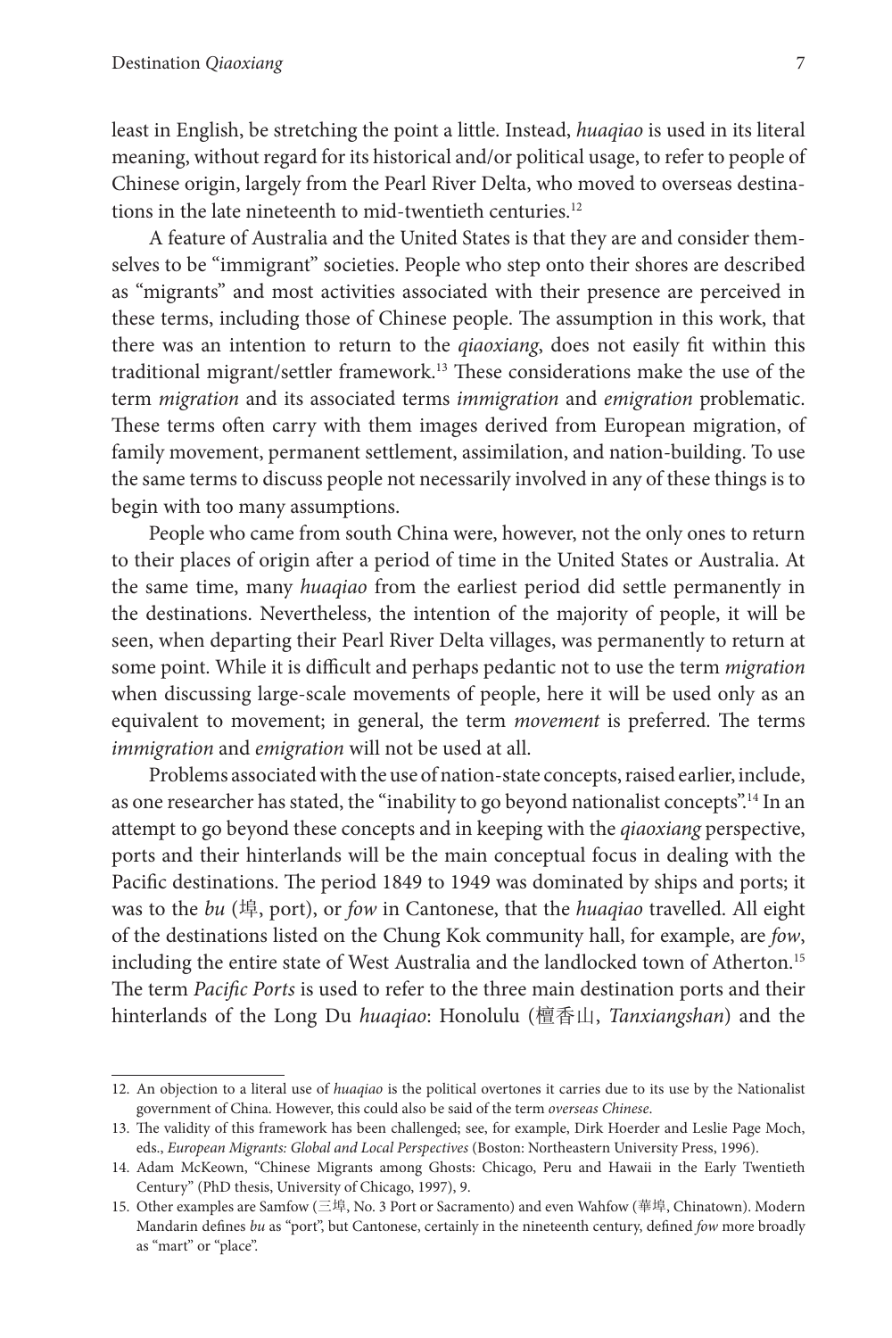least in English, be stretching the point a little. Instead, *huaqiao* is used in its literal meaning, without regard for its historical and/or political usage, to refer to people of Chinese origin, largely from the Pearl River Delta, who moved to overseas destinations in the late nineteenth to mid-twentieth centuries.[12]

A feature of Australia and the United States is that they are and consider themselves to be "immigrant" societies. People who step onto their shores are described as "migrants" and most activities associated with their presence are perceived in these terms, including those of Chinese people. The assumption in this work, that there was an intention to return to the *qiaoxiang*, does not easily fit within this traditional migrant/settler framework.[13] These considerations make the use of the term *migration* and its associated terms *immigration* and *emigration* problematic. These terms often carry with them images derived from European migration, of family movement, permanent settlement, assimilation, and nation-building. To use the same terms to discuss people not necessarily involved in any of these things is to begin with too many assumptions.

People who came from south China were, however, not the only ones to return to their places of origin after a period of time in the United States or Australia. At the same time, many *huaqiao* from the earliest period did settle permanently in the destinations. Nevertheless, the intention of the majority of people, it will be seen, when departing their Pearl River Delta villages, was permanently to return at some point. While it is difficult and perhaps pedantic not to use the term *migration* when discussing large-scale movements of people, here it will be used only as an equivalent to movement; in general, the term *movement* is preferred. The terms *immigration* and *emigration* will not be used at all.

Problems associated with the use of nation-state concepts, raised earlier, include, as one researcher has stated, the "inability to go beyond nationalist concepts".[14] In an attempt to go beyond these concepts and in keeping with the *qiaoxiang* perspective, ports and their hinterlands will be the main conceptual focus in dealing with the Pacific destinations. The period 1849 to 1949 was dominated by ships and ports; it was to the *bu* (埠, port), or *fow* in Cantonese, that the *huaqiao* travelled. All eight of the destinations listed on the Chung Kok community hall, for example, are *fow*, including the entire state of West Australia and the landlocked town of Atherton.[15] The term *Pacific Ports* is used to refer to the three main destination ports and their hinterlands of the Long Du *huaqiao*: Honolulu (檀香山, *Tanxiangshan*) and the

---

12. An objection to a literal use of *huaqiao* is the political overtones it carries due to its use by the Nationalist government of China. However, this could also be said of the term *overseas Chinese*.

13. The validity of this framework has been challenged; see, for example, Dirk Hoerder and Leslie Page Moch, eds., *European Migrants: Global and Local Perspectives* (Boston: Northeastern University Press, 1996).

14. Adam McKeown, "Chinese Migrants among Ghosts: Chicago, Peru and Hawaii in the Early Twentieth Century" (PhD thesis, University of Chicago, 1997), 9.

15. Other examples are Samfow (三埠, No. 3 Port or Sacramento) and even Wahfow (華埠, Chinatown). Modern Mandarin defines *bu* as "port", but Cantonese, certainly in the nineteenth century, defined *fow* more broadly as "mart" or "place".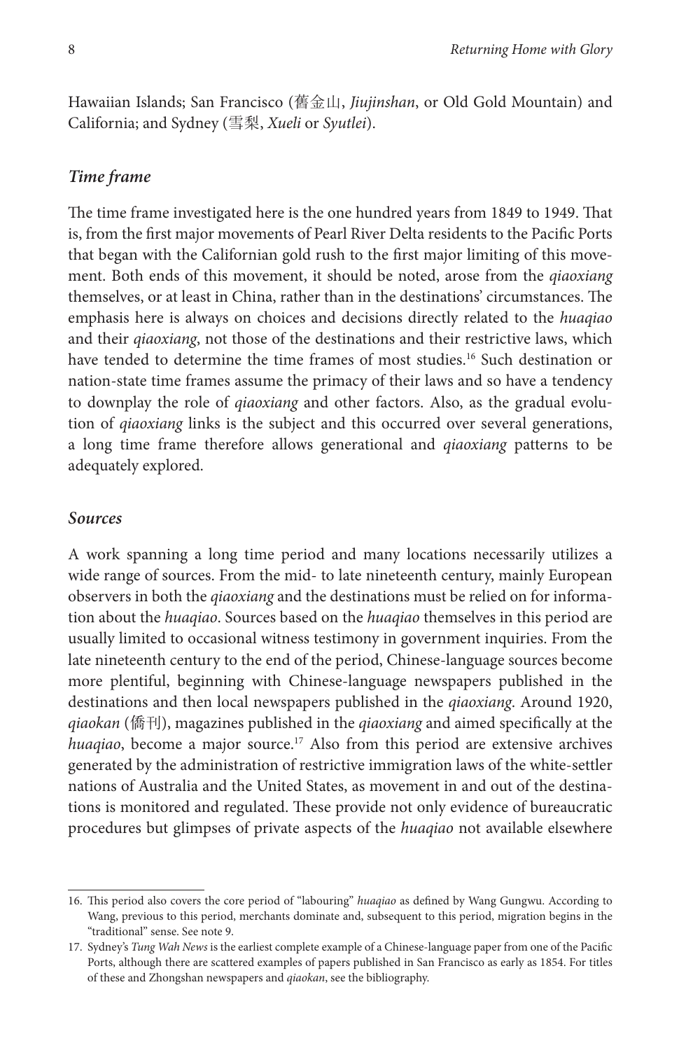Hawaiian Islands; San Francisco (舊金山, *Jiujinshan*, or Old Gold Mountain) and California; and Sydney (雪梨, *Xueli* or *Syutlei*).

### *Time frame*

The time frame investigated here is the one hundred years from 1849 to 1949. That is, from the first major movements of Pearl River Delta residents to the Pacific Ports that began with the Californian gold rush to the first major limiting of this movement. Both ends of this movement, it should be noted, arose from the *qiaoxiang* themselves, or at least in China, rather than in the destinations' circumstances. The emphasis here is always on choices and decisions directly related to the *huaqiao* and their *qiaoxiang*, not those of the destinations and their restrictive laws, which have tended to determine the time frames of most studies.[16] Such destination or nation-state time frames assume the primacy of their laws and so have a tendency to downplay the role of *qiaoxiang* and other factors. Also, as the gradual evolution of *qiaoxiang* links is the subject and this occurred over several generations, a long time frame therefore allows generational and *qiaoxiang* patterns to be adequately explored.

### *Sources*

A work spanning a long time period and many locations necessarily utilizes a wide range of sources. From the mid- to late nineteenth century, mainly European observers in both the *qiaoxiang* and the destinations must be relied on for information about the *huaqiao*. Sources based on the *huaqiao* themselves in this period are usually limited to occasional witness testimony in government inquiries. From the late nineteenth century to the end of the period, Chinese-language sources become more plentiful, beginning with Chinese-language newspapers published in the destinations and then local newspapers published in the *qiaoxiang*. Around 1920, *qiaokan* (僑刊), magazines published in the *qiaoxiang* and aimed specifically at the *huaqiao*, become a major source.[17] Also from this period are extensive archives generated by the administration of restrictive immigration laws of the white-settler nations of Australia and the United States, as movement in and out of the destinations is monitored and regulated. These provide not only evidence of bureaucratic procedures but glimpses of private aspects of the *huaqiao* not available elsewhere

---

16. This period also covers the core period of "labouring" *huaqiao* as defined by Wang Gungwu. According to Wang, previous to this period, merchants dominate and, subsequent to this period, migration begins in the "traditional" sense. See note 9.

17. Sydney's *Tung Wah News* is the earliest complete example of a Chinese-language paper from one of the Pacific Ports, although there are scattered examples of papers published in San Francisco as early as 1854. For titles of these and Zhongshan newspapers and *qiaokan*, see the bibliography.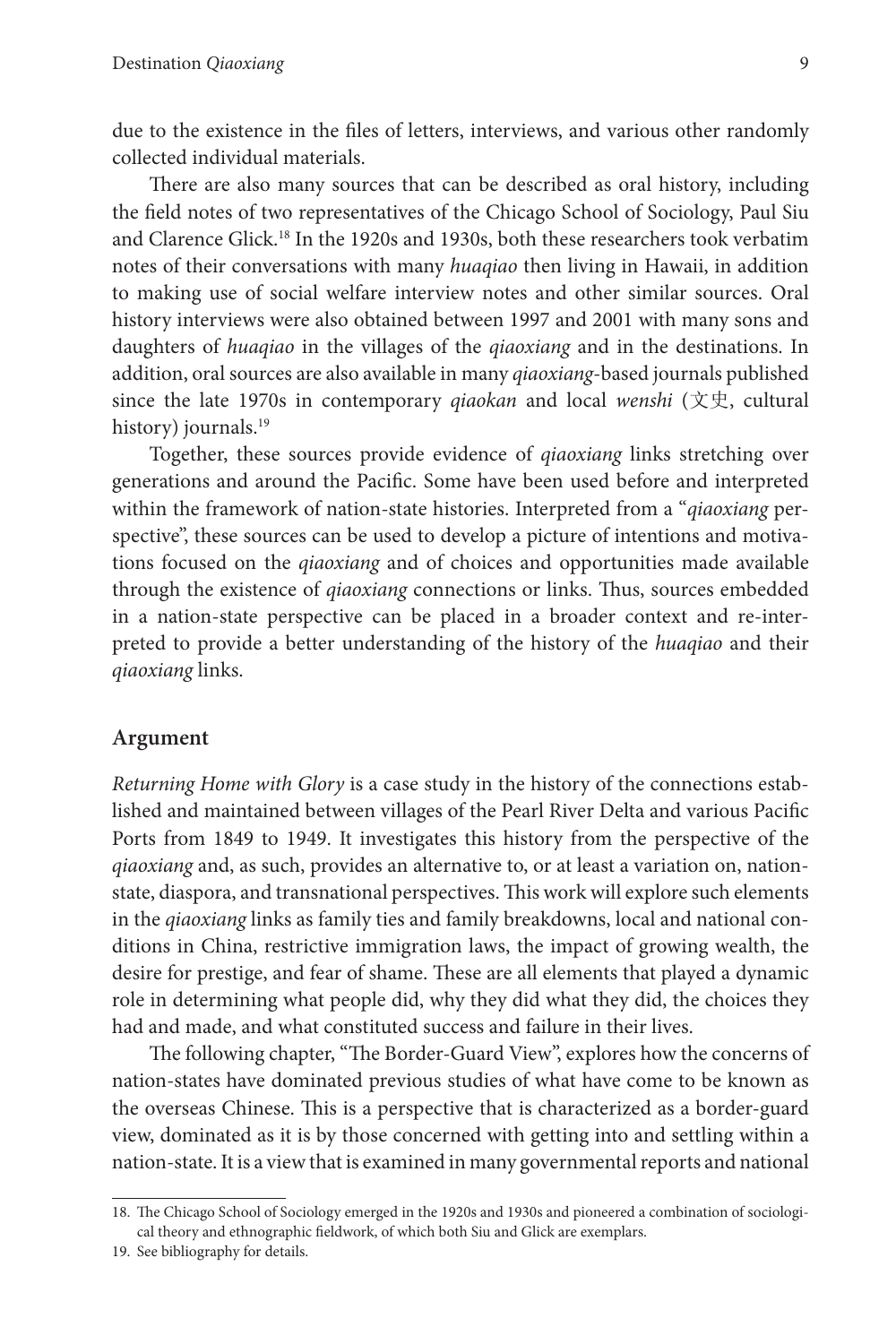due to the existence in the files of letters, interviews, and various other randomly collected individual materials.

There are also many sources that can be described as oral history, including the field notes of two representatives of the Chicago School of Sociology, Paul Siu and Clarence Glick.[18] In the 1920s and 1930s, both these researchers took verbatim notes of their conversations with many *huaqiao* then living in Hawaii, in addition to making use of social welfare interview notes and other similar sources. Oral history interviews were also obtained between 1997 and 2001 with many sons and daughters of *huaqiao* in the villages of the *qiaoxiang* and in the destinations. In addition, oral sources are also available in many *qiaoxiang*-based journals published since the late 1970s in contemporary *qiaokan* and local *wenshi* (文史, cultural history) journals.[19]

Together, these sources provide evidence of *qiaoxiang* links stretching over generations and around the Pacific. Some have been used before and interpreted within the framework of nation-state histories. Interpreted from a "*qiaoxiang* perspective", these sources can be used to develop a picture of intentions and motivations focused on the *qiaoxiang* and of choices and opportunities made available through the existence of *qiaoxiang* connections or links. Thus, sources embedded in a nation-state perspective can be placed in a broader context and re-interpreted to provide a better understanding of the history of the *huaqiao* and their *qiaoxiang* links.

## Argument

*Returning Home with Glory* is a case study in the history of the connections established and maintained between villages of the Pearl River Delta and various Pacific Ports from 1849 to 1949. It investigates this history from the perspective of the *qiaoxiang* and, as such, provides an alternative to, or at least a variation on, nation-state, diaspora, and transnational perspectives. This work will explore such elements in the *qiaoxiang* links as family ties and family breakdowns, local and national conditions in China, restrictive immigration laws, the impact of growing wealth, the desire for prestige, and fear of shame. These are all elements that played a dynamic role in determining what people did, why they did what they did, the choices they had and made, and what constituted success and failure in their lives.

The following chapter, "The Border-Guard View", explores how the concerns of nation-states have dominated previous studies of what have come to be known as the overseas Chinese. This is a perspective that is characterized as a border-guard view, dominated as it is by those concerned with getting into and settling within a nation-state. It is a view that is examined in many governmental reports and national

18. The Chicago School of Sociology emerged in the 1920s and 1930s and pioneered a combination of sociological theory and ethnographic fieldwork, of which both Siu and Glick are exemplars.

19. See bibliography for details.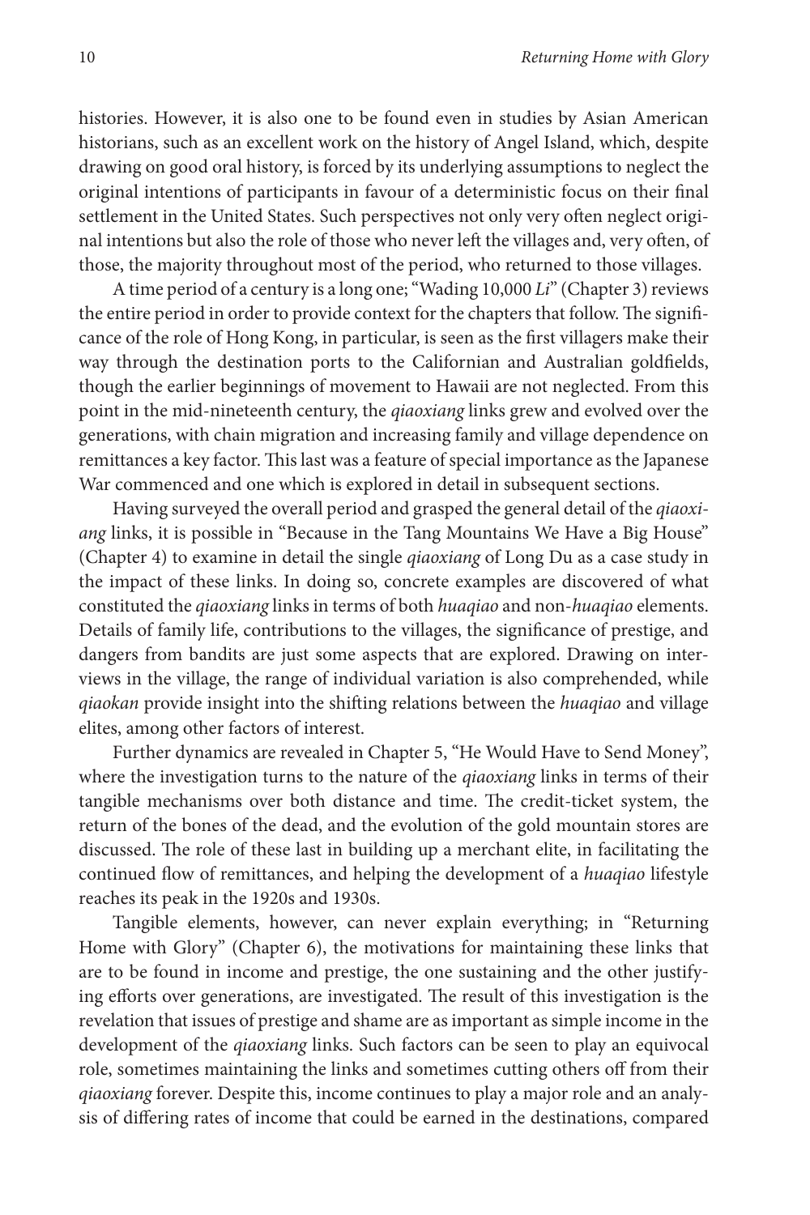histories. However, it is also one to be found even in studies by Asian American historians, such as an excellent work on the history of Angel Island, which, despite drawing on good oral history, is forced by its underlying assumptions to neglect the original intentions of participants in favour of a deterministic focus on their final settlement in the United States. Such perspectives not only very often neglect original intentions but also the role of those who never left the villages and, very often, of those, the majority throughout most of the period, who returned to those villages.

A time period of a century is a long one; "Wading 10,000 *Li*" (Chapter 3) reviews the entire period in order to provide context for the chapters that follow. The significance of the role of Hong Kong, in particular, is seen as the first villagers make their way through the destination ports to the Californian and Australian goldfields, though the earlier beginnings of movement to Hawaii are not neglected. From this point in the mid-nineteenth century, the *qiaoxiang* links grew and evolved over the generations, with chain migration and increasing family and village dependence on remittances a key factor. This last was a feature of special importance as the Japanese War commenced and one which is explored in detail in subsequent sections.

Having surveyed the overall period and grasped the general detail of the *qiaoxiang* links, it is possible in "Because in the Tang Mountains We Have a Big House" (Chapter 4) to examine in detail the single *qiaoxiang* of Long Du as a case study in the impact of these links. In doing so, concrete examples are discovered of what constituted the *qiaoxiang* links in terms of both *huaqiao* and non-*huaqiao* elements. Details of family life, contributions to the villages, the significance of prestige, and dangers from bandits are just some aspects that are explored. Drawing on interviews in the village, the range of individual variation is also comprehended, while *qiaokan* provide insight into the shifting relations between the *huaqiao* and village elites, among other factors of interest.

Further dynamics are revealed in Chapter 5, "He Would Have to Send Money", where the investigation turns to the nature of the *qiaoxiang* links in terms of their tangible mechanisms over both distance and time. The credit-ticket system, the return of the bones of the dead, and the evolution of the gold mountain stores are discussed. The role of these last in building up a merchant elite, in facilitating the continued flow of remittances, and helping the development of a *huaqiao* lifestyle reaches its peak in the 1920s and 1930s.

Tangible elements, however, can never explain everything; in "Returning Home with Glory" (Chapter 6), the motivations for maintaining these links that are to be found in income and prestige, the one sustaining and the other justifying efforts over generations, are investigated. The result of this investigation is the revelation that issues of prestige and shame are as important as simple income in the development of the *qiaoxiang* links. Such factors can be seen to play an equivocal role, sometimes maintaining the links and sometimes cutting others off from their *qiaoxiang* forever. Despite this, income continues to play a major role and an analysis of differing rates of income that could be earned in the destinations, compared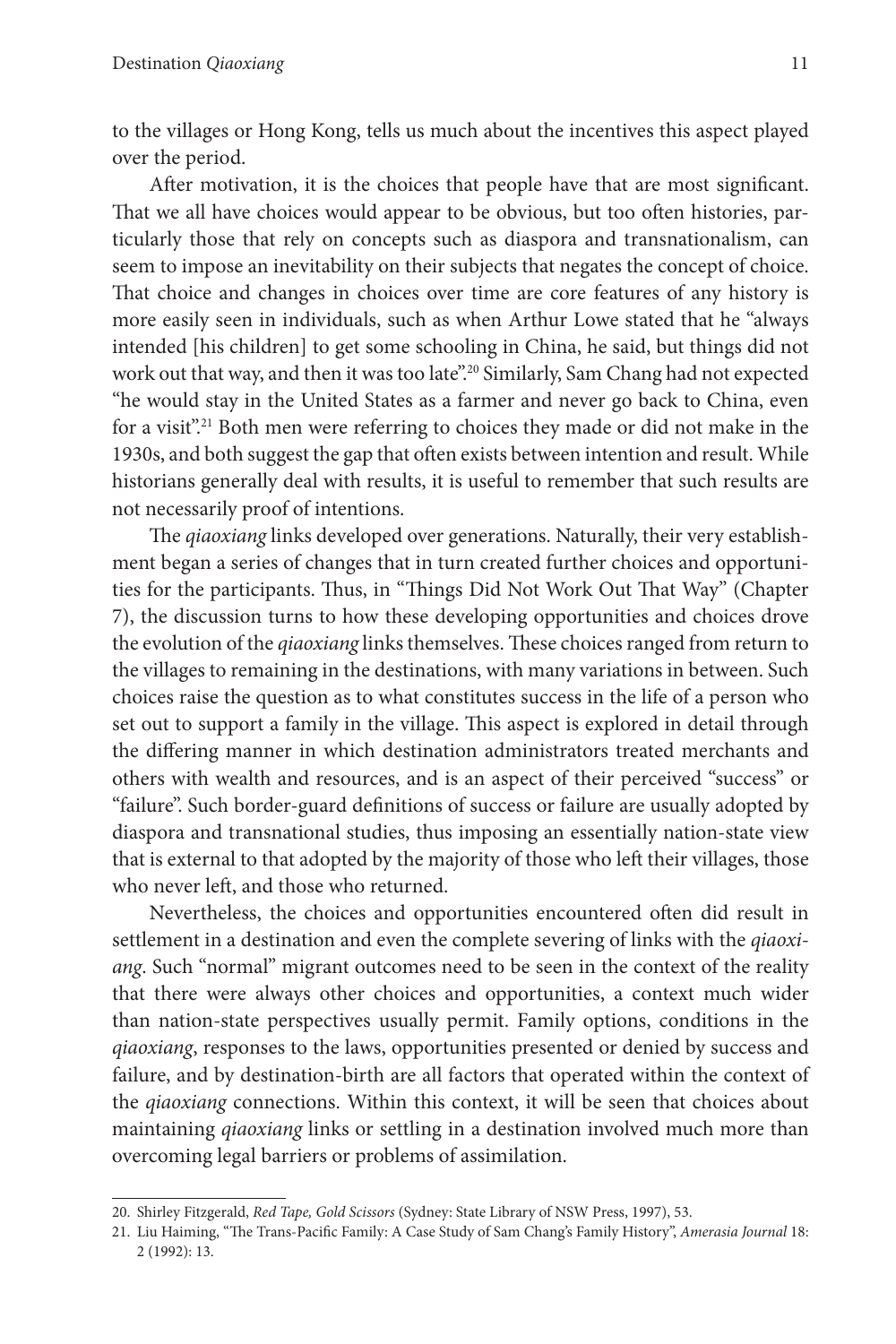to the villages or Hong Kong, tells us much about the incentives this aspect played over the period.

After motivation, it is the choices that people have that are most significant. That we all have choices would appear to be obvious, but too often histories, particularly those that rely on concepts such as diaspora and transnationalism, can seem to impose an inevitability on their subjects that negates the concept of choice. That choice and changes in choices over time are core features of any history is more easily seen in individuals, such as when Arthur Lowe stated that he "always intended [his children] to get some schooling in China, he said, but things did not work out that way, and then it was too late".[20] Similarly, Sam Chang had not expected "he would stay in the United States as a farmer and never go back to China, even for a visit".[21] Both men were referring to choices they made or did not make in the 1930s, and both suggest the gap that often exists between intention and result. While historians generally deal with results, it is useful to remember that such results are not necessarily proof of intentions.

The *qiaoxiang* links developed over generations. Naturally, their very establishment began a series of changes that in turn created further choices and opportunities for the participants. Thus, in "Things Did Not Work Out That Way" (Chapter 7), the discussion turns to how these developing opportunities and choices drove the evolution of the *qiaoxiang* links themselves. These choices ranged from return to the villages to remaining in the destinations, with many variations in between. Such choices raise the question as to what constitutes success in the life of a person who set out to support a family in the village. This aspect is explored in detail through the differing manner in which destination administrators treated merchants and others with wealth and resources, and is an aspect of their perceived "success" or "failure". Such border-guard definitions of success or failure are usually adopted by diaspora and transnational studies, thus imposing an essentially nation-state view that is external to that adopted by the majority of those who left their villages, those who never left, and those who returned.

Nevertheless, the choices and opportunities encountered often did result in settlement in a destination and even the complete severing of links with the *qiaoxiang*. Such "normal" migrant outcomes need to be seen in the context of the reality that there were always other choices and opportunities, a context much wider than nation-state perspectives usually permit. Family options, conditions in the *qiaoxiang*, responses to the laws, opportunities presented or denied by success and failure, and by destination-birth are all factors that operated within the context of the *qiaoxiang* connections. Within this context, it will be seen that choices about maintaining *qiaoxiang* links or settling in a destination involved much more than overcoming legal barriers or problems of assimilation.

---

20. Shirley Fitzgerald, *Red Tape, Gold Scissors* (Sydney: State Library of NSW Press, 1997), 53.

21. Liu Haiming, "The Trans-Pacific Family: A Case Study of Sam Chang's Family History", *Amerasia Journal* 18: 2 (1992): 13.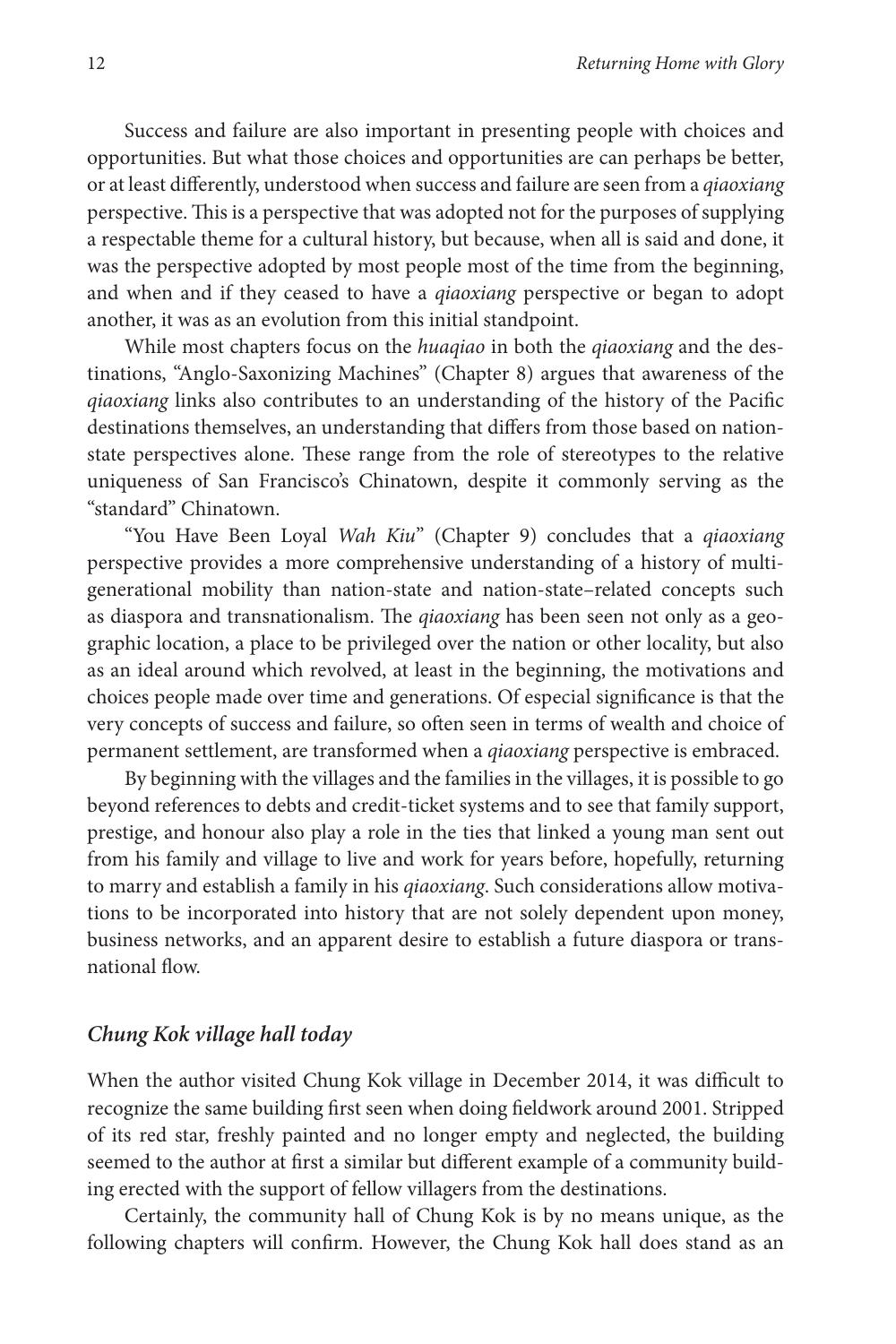Success and failure are also important in presenting people with choices and opportunities. But what those choices and opportunities are can perhaps be better, or at least differently, understood when success and failure are seen from a *qiaoxiang* perspective. This is a perspective that was adopted not for the purposes of supplying a respectable theme for a cultural history, but because, when all is said and done, it was the perspective adopted by most people most of the time from the beginning, and when and if they ceased to have a *qiaoxiang* perspective or began to adopt another, it was as an evolution from this initial standpoint.

While most chapters focus on the *huaqiao* in both the *qiaoxiang* and the destinations, "Anglo-Saxonizing Machines" (Chapter 8) argues that awareness of the *qiaoxiang* links also contributes to an understanding of the history of the Pacific destinations themselves, an understanding that differs from those based on nation-state perspectives alone. These range from the role of stereotypes to the relative uniqueness of San Francisco's Chinatown, despite it commonly serving as the "standard" Chinatown.

"You Have Been Loyal *Wah Kiu*" (Chapter 9) concludes that a *qiaoxiang* perspective provides a more comprehensive understanding of a history of multi-generational mobility than nation-state and nation-state–related concepts such as diaspora and transnationalism. The *qiaoxiang* has been seen not only as a geographic location, a place to be privileged over the nation or other locality, but also as an ideal around which revolved, at least in the beginning, the motivations and choices people made over time and generations. Of especial significance is that the very concepts of success and failure, so often seen in terms of wealth and choice of permanent settlement, are transformed when a *qiaoxiang* perspective is embraced.

By beginning with the villages and the families in the villages, it is possible to go beyond references to debts and credit-ticket systems and to see that family support, prestige, and honour also play a role in the ties that linked a young man sent out from his family and village to live and work for years before, hopefully, returning to marry and establish a family in his *qiaoxiang*. Such considerations allow motivations to be incorporated into history that are not solely dependent upon money, business networks, and an apparent desire to establish a future diaspora or transnational flow.

### *Chung Kok village hall today*

When the author visited Chung Kok village in December 2014, it was difficult to recognize the same building first seen when doing fieldwork around 2001. Stripped of its red star, freshly painted and no longer empty and neglected, the building seemed to the author at first a similar but different example of a community building erected with the support of fellow villagers from the destinations.

Certainly, the community hall of Chung Kok is by no means unique, as the following chapters will confirm. However, the Chung Kok hall does stand as an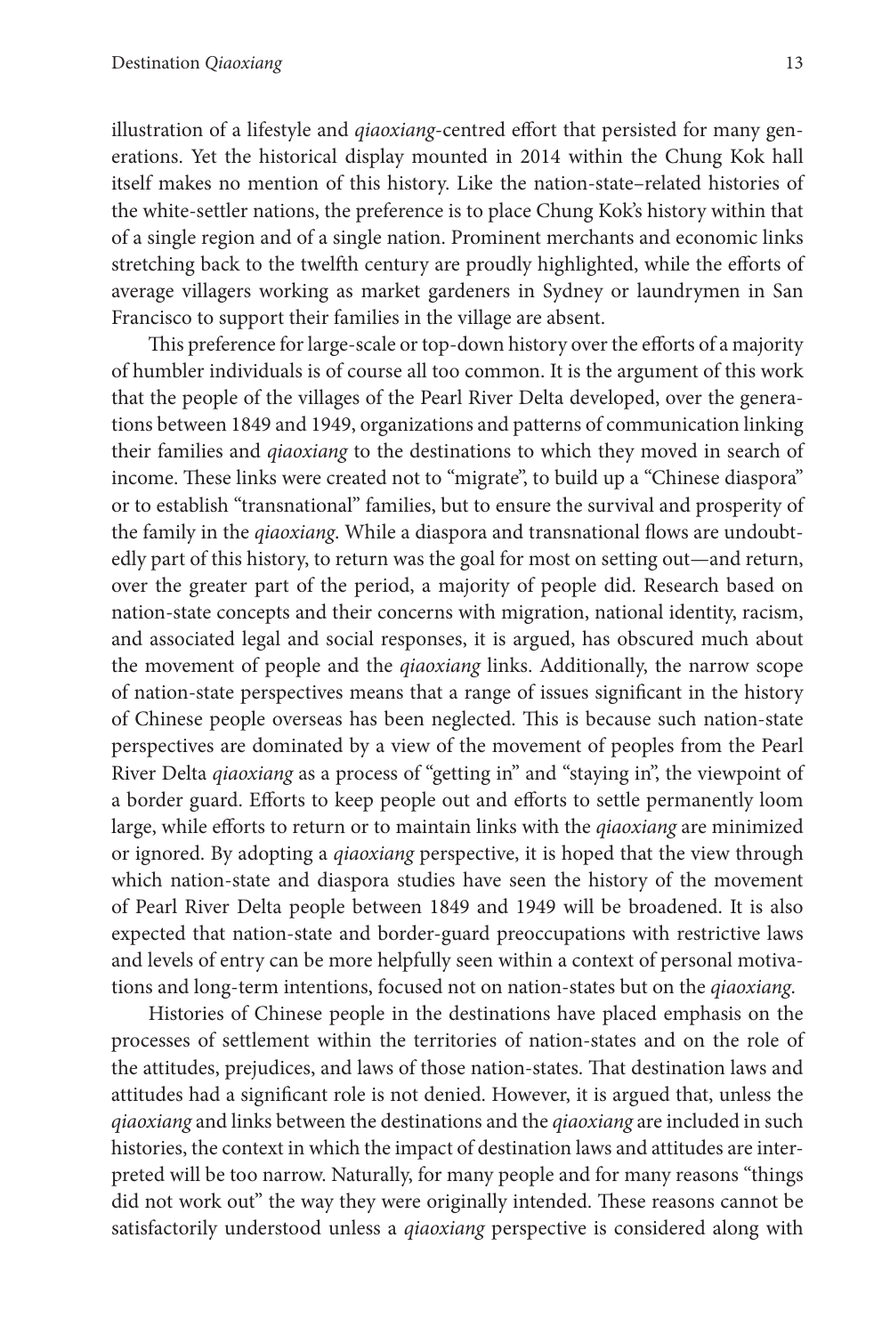illustration of a lifestyle and *qiaoxiang*-centred effort that persisted for many generations. Yet the historical display mounted in 2014 within the Chung Kok hall itself makes no mention of this history. Like the nation-state–related histories of the white-settler nations, the preference is to place Chung Kok's history within that of a single region and of a single nation. Prominent merchants and economic links stretching back to the twelfth century are proudly highlighted, while the efforts of average villagers working as market gardeners in Sydney or laundrymen in San Francisco to support their families in the village are absent.

This preference for large-scale or top-down history over the efforts of a majority of humbler individuals is of course all too common. It is the argument of this work that the people of the villages of the Pearl River Delta developed, over the generations between 1849 and 1949, organizations and patterns of communication linking their families and *qiaoxiang* to the destinations to which they moved in search of income. These links were created not to "migrate", to build up a "Chinese diaspora" or to establish "transnational" families, but to ensure the survival and prosperity of the family in the *qiaoxiang*. While a diaspora and transnational flows are undoubtedly part of this history, to return was the goal for most on setting out—and return, over the greater part of the period, a majority of people did. Research based on nation-state concepts and their concerns with migration, national identity, racism, and associated legal and social responses, it is argued, has obscured much about the movement of people and the *qiaoxiang* links. Additionally, the narrow scope of nation-state perspectives means that a range of issues significant in the history of Chinese people overseas has been neglected. This is because such nation-state perspectives are dominated by a view of the movement of peoples from the Pearl River Delta *qiaoxiang* as a process of "getting in" and "staying in", the viewpoint of a border guard. Efforts to keep people out and efforts to settle permanently loom large, while efforts to return or to maintain links with the *qiaoxiang* are minimized or ignored. By adopting a *qiaoxiang* perspective, it is hoped that the view through which nation-state and diaspora studies have seen the history of the movement of Pearl River Delta people between 1849 and 1949 will be broadened. It is also expected that nation-state and border-guard preoccupations with restrictive laws and levels of entry can be more helpfully seen within a context of personal motivations and long-term intentions, focused not on nation-states but on the *qiaoxiang*.

Histories of Chinese people in the destinations have placed emphasis on the processes of settlement within the territories of nation-states and on the role of the attitudes, prejudices, and laws of those nation-states. That destination laws and attitudes had a significant role is not denied. However, it is argued that, unless the *qiaoxiang* and links between the destinations and the *qiaoxiang* are included in such histories, the context in which the impact of destination laws and attitudes are interpreted will be too narrow. Naturally, for many people and for many reasons "things did not work out" the way they were originally intended. These reasons cannot be satisfactorily understood unless a *qiaoxiang* perspective is considered along with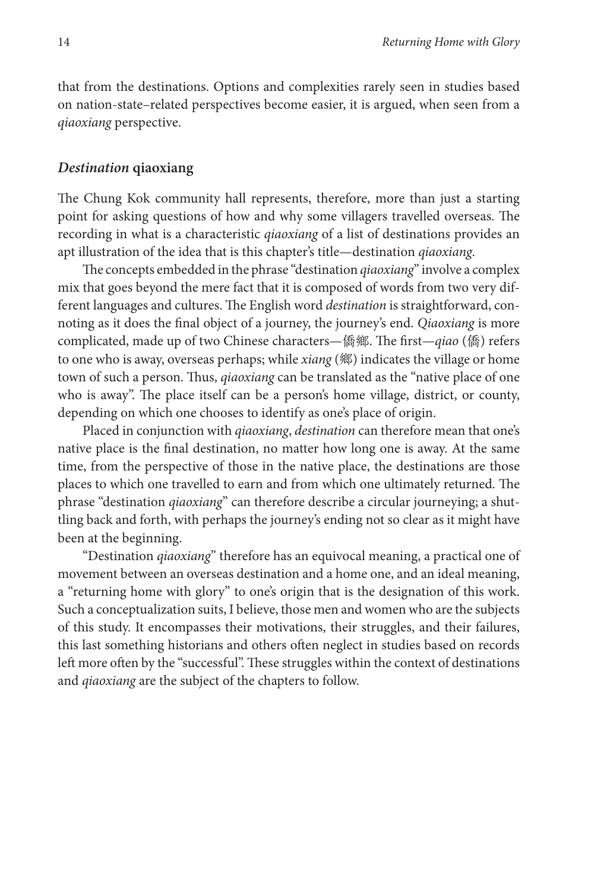that from the destinations. Options and complexities rarely seen in studies based on nation-state–related perspectives become easier, it is argued, when seen from a *qiaoxiang* perspective.

## *Destination* qiaoxiang

The Chung Kok community hall represents, therefore, more than just a starting point for asking questions of how and why some villagers travelled overseas. The recording in what is a characteristic *qiaoxiang* of a list of destinations provides an apt illustration of the idea that is this chapter's title—destination *qiaoxiang*.

The concepts embedded in the phrase "destination *qiaoxiang*" involve a complex mix that goes beyond the mere fact that it is composed of words from two very different languages and cultures. The English word *destination* is straightforward, connoting as it does the final object of a journey, the journey's end. *Qiaoxiang* is more complicated, made up of two Chinese characters—僑鄉. The first—*qiao* (僑) refers to one who is away, overseas perhaps; while *xiang* (鄉) indicates the village or home town of such a person. Thus, *qiaoxiang* can be translated as the "native place of one who is away". The place itself can be a person's home village, district, or county, depending on which one chooses to identify as one's place of origin.

Placed in conjunction with *qiaoxiang*, *destination* can therefore mean that one's native place is the final destination, no matter how long one is away. At the same time, from the perspective of those in the native place, the destinations are those places to which one travelled to earn and from which one ultimately returned. The phrase "destination *qiaoxiang*" can therefore describe a circular journeying; a shuttling back and forth, with perhaps the journey's ending not so clear as it might have been at the beginning.

"Destination *qiaoxiang*" therefore has an equivocal meaning, a practical one of movement between an overseas destination and a home one, and an ideal meaning, a "returning home with glory" to one's origin that is the designation of this work. Such a conceptualization suits, I believe, those men and women who are the subjects of this study. It encompasses their motivations, their struggles, and their failures, this last something historians and others often neglect in studies based on records left more often by the "successful". These struggles within the context of destinations and *qiaoxiang* are the subject of the chapters to follow.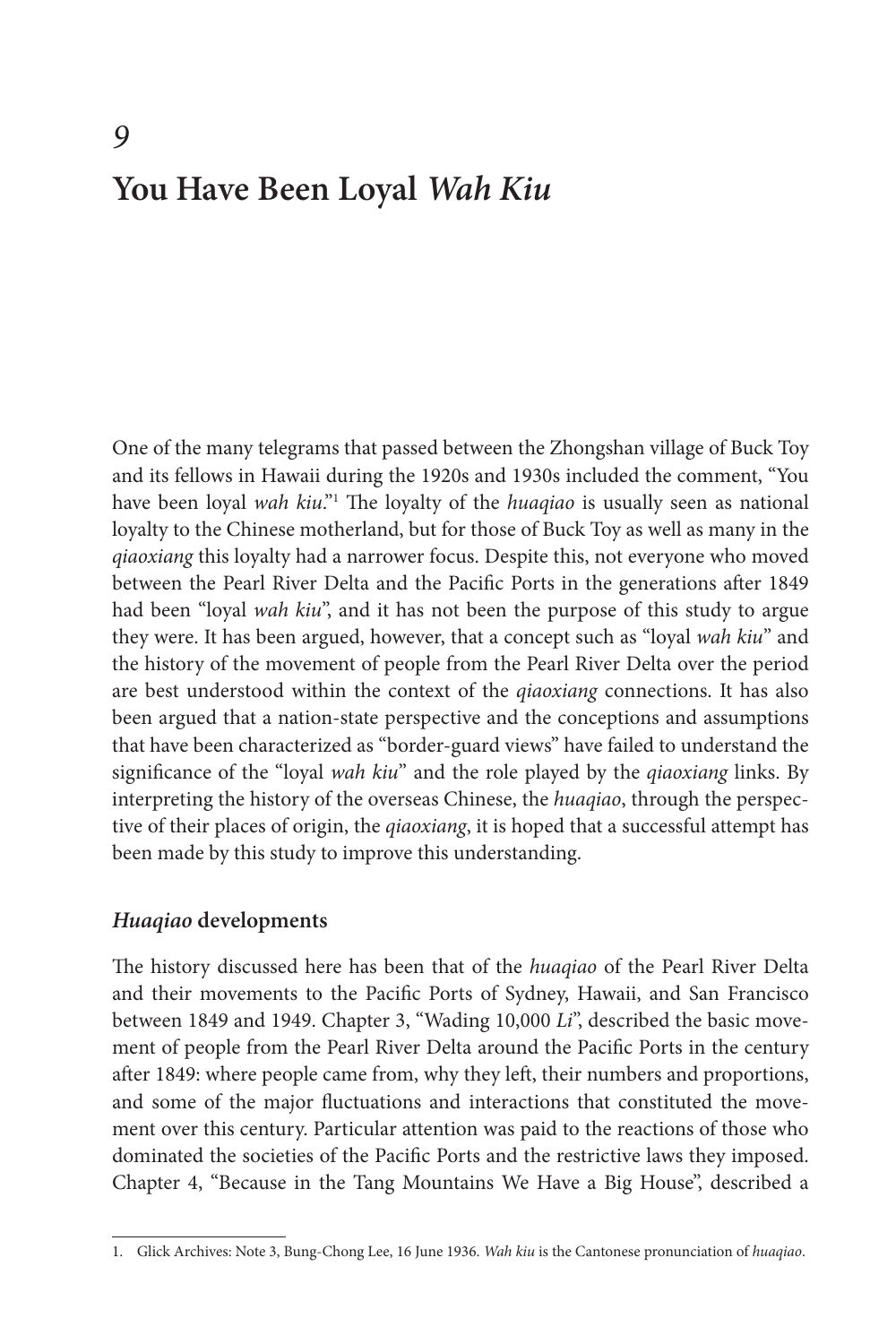# 9

# You Have Been Loyal *Wah Kiu*

One of the many telegrams that passed between the Zhongshan village of Buck Toy and its fellows in Hawaii during the 1920s and 1930s included the comment, "You have been loyal *wah kiu*."[1] The loyalty of the *huaqiao* is usually seen as national loyalty to the Chinese motherland, but for those of Buck Toy as well as many in the *qiaoxiang* this loyalty had a narrower focus. Despite this, not everyone who moved between the Pearl River Delta and the Pacific Ports in the generations after 1849 had been "loyal *wah kiu*", and it has not been the purpose of this study to argue they were. It has been argued, however, that a concept such as "loyal *wah kiu*" and the history of the movement of people from the Pearl River Delta over the period are best understood within the context of the *qiaoxiang* connections. It has also been argued that a nation-state perspective and the conceptions and assumptions that have been characterized as "border-guard views" have failed to understand the significance of the "loyal *wah kiu*" and the role played by the *qiaoxiang* links. By interpreting the history of the overseas Chinese, the *huaqiao*, through the perspective of their places of origin, the *qiaoxiang*, it is hoped that a successful attempt has been made by this study to improve this understanding.

## *Huaqiao* developments

The history discussed here has been that of the *huaqiao* of the Pearl River Delta and their movements to the Pacific Ports of Sydney, Hawaii, and San Francisco between 1849 and 1949. Chapter 3, "Wading 10,000 *Li*", described the basic movement of people from the Pearl River Delta around the Pacific Ports in the century after 1849: where people came from, why they left, their numbers and proportions, and some of the major fluctuations and interactions that constituted the movement over this century. Particular attention was paid to the reactions of those who dominated the societies of the Pacific Ports and the restrictive laws they imposed. Chapter 4, "Because in the Tang Mountains We Have a Big House", described a

---

1. Glick Archives: Note 3, Bung-Chong Lee, 16 June 1936. *Wah kiu* is the Cantonese pronunciation of *huaqiao*.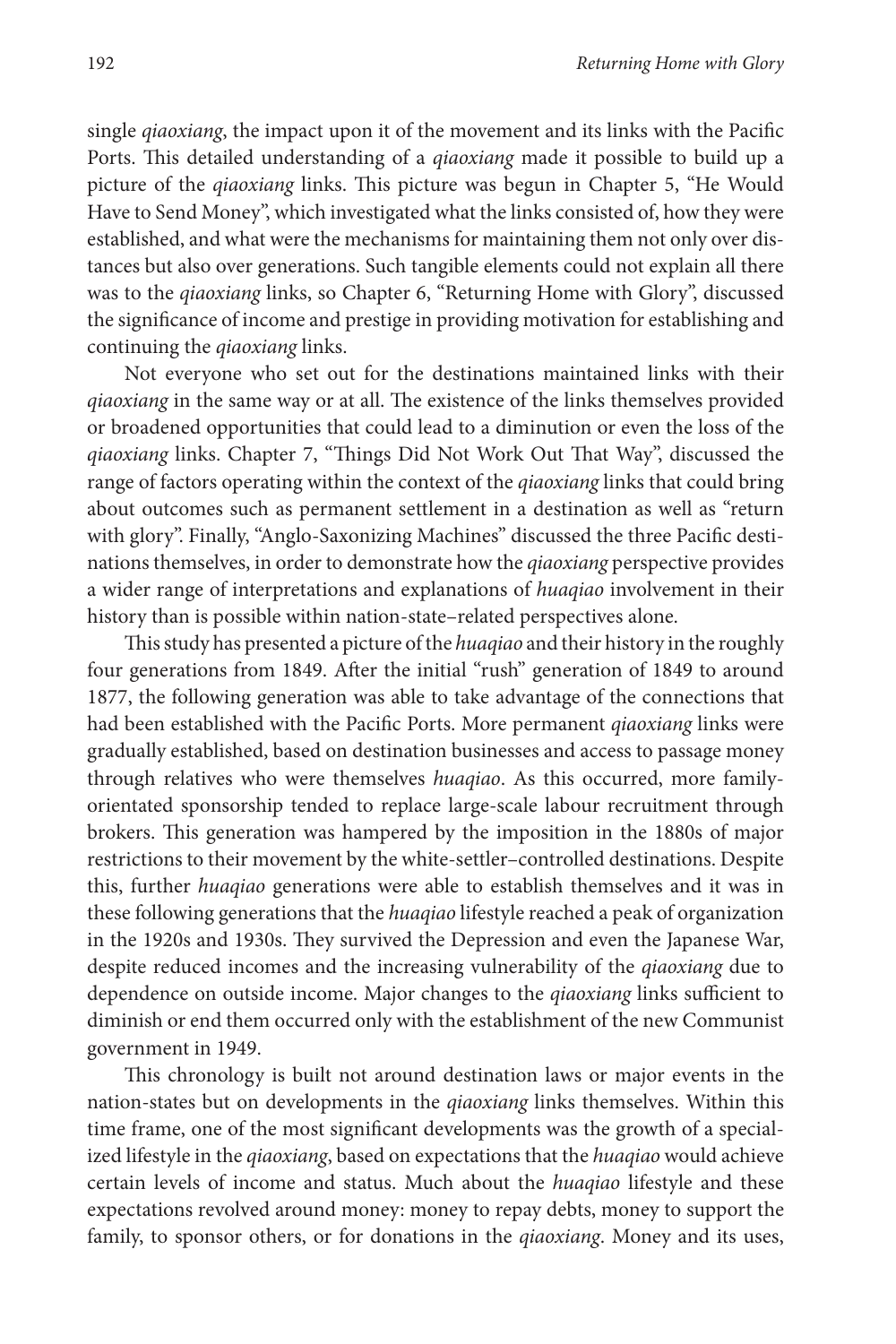single *qiaoxiang*, the impact upon it of the movement and its links with the Pacific Ports. This detailed understanding of a *qiaoxiang* made it possible to build up a picture of the *qiaoxiang* links. This picture was begun in Chapter 5, "He Would Have to Send Money", which investigated what the links consisted of, how they were established, and what were the mechanisms for maintaining them not only over distances but also over generations. Such tangible elements could not explain all there was to the *qiaoxiang* links, so Chapter 6, "Returning Home with Glory", discussed the significance of income and prestige in providing motivation for establishing and continuing the *qiaoxiang* links.

Not everyone who set out for the destinations maintained links with their *qiaoxiang* in the same way or at all. The existence of the links themselves provided or broadened opportunities that could lead to a diminution or even the loss of the *qiaoxiang* links. Chapter 7, "Things Did Not Work Out That Way", discussed the range of factors operating within the context of the *qiaoxiang* links that could bring about outcomes such as permanent settlement in a destination as well as "return with glory". Finally, "Anglo-Saxonizing Machines" discussed the three Pacific destinations themselves, in order to demonstrate how the *qiaoxiang* perspective provides a wider range of interpretations and explanations of *huaqiao* involvement in their history than is possible within nation-state–related perspectives alone.

This study has presented a picture of the *huaqiao* and their history in the roughly four generations from 1849. After the initial "rush" generation of 1849 to around 1877, the following generation was able to take advantage of the connections that had been established with the Pacific Ports. More permanent *qiaoxiang* links were gradually established, based on destination businesses and access to passage money through relatives who were themselves *huaqiao*. As this occurred, more family-orientated sponsorship tended to replace large-scale labour recruitment through brokers. This generation was hampered by the imposition in the 1880s of major restrictions to their movement by the white-settler–controlled destinations. Despite this, further *huaqiao* generations were able to establish themselves and it was in these following generations that the *huaqiao* lifestyle reached a peak of organization in the 1920s and 1930s. They survived the Depression and even the Japanese War, despite reduced incomes and the increasing vulnerability of the *qiaoxiang* due to dependence on outside income. Major changes to the *qiaoxiang* links sufficient to diminish or end them occurred only with the establishment of the new Communist government in 1949.

This chronology is built not around destination laws or major events in the nation-states but on developments in the *qiaoxiang* links themselves. Within this time frame, one of the most significant developments was the growth of a specialized lifestyle in the *qiaoxiang*, based on expectations that the *huaqiao* would achieve certain levels of income and status. Much about the *huaqiao* lifestyle and these expectations revolved around money: money to repay debts, money to support the family, to sponsor others, or for donations in the *qiaoxiang*. Money and its uses,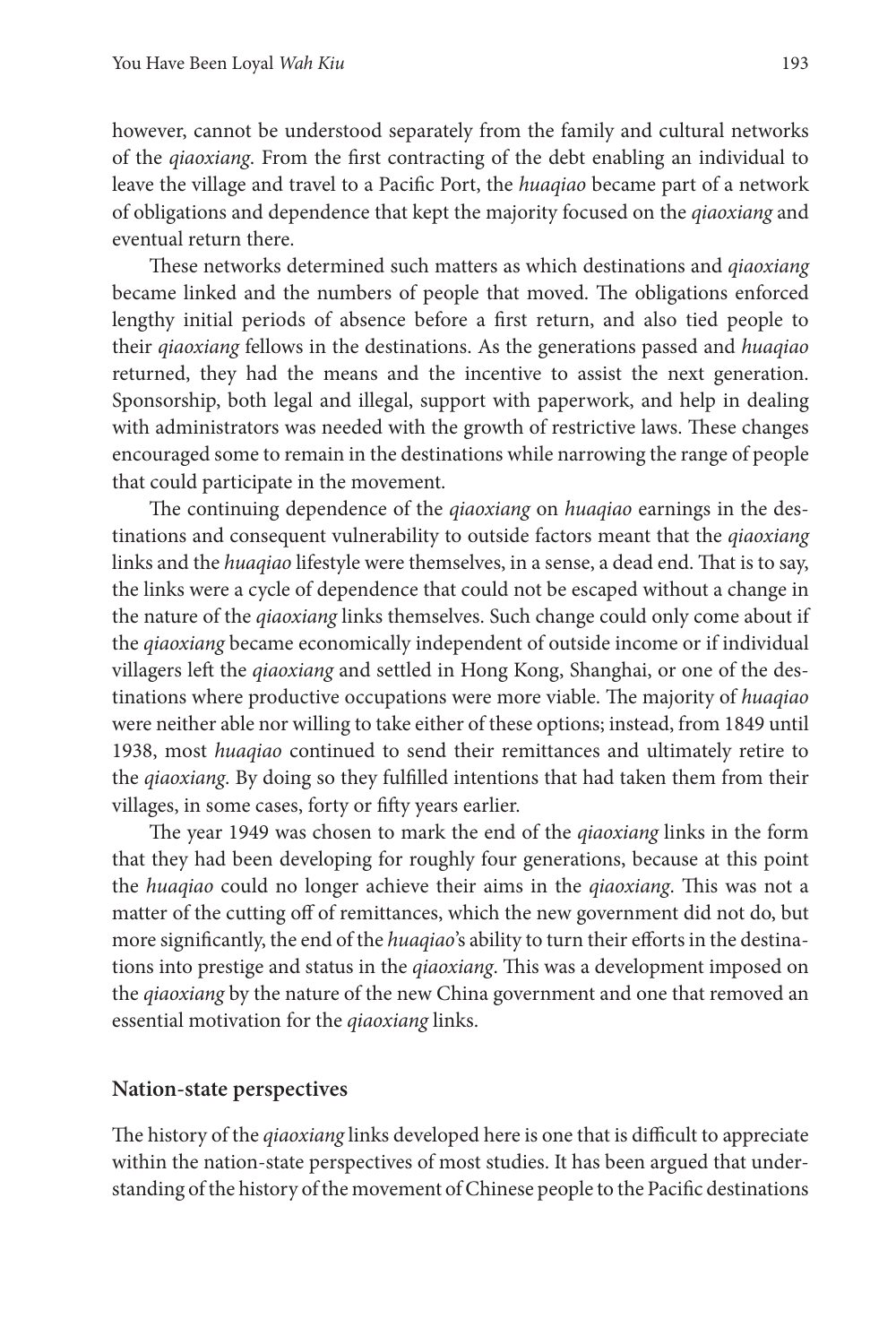however, cannot be understood separately from the family and cultural networks of the *qiaoxiang*. From the first contracting of the debt enabling an individual to leave the village and travel to a Pacific Port, the *huaqiao* became part of a network of obligations and dependence that kept the majority focused on the *qiaoxiang* and eventual return there.

These networks determined such matters as which destinations and *qiaoxiang* became linked and the numbers of people that moved. The obligations enforced lengthy initial periods of absence before a first return, and also tied people to their *qiaoxiang* fellows in the destinations. As the generations passed and *huaqiao* returned, they had the means and the incentive to assist the next generation. Sponsorship, both legal and illegal, support with paperwork, and help in dealing with administrators was needed with the growth of restrictive laws. These changes encouraged some to remain in the destinations while narrowing the range of people that could participate in the movement.

The continuing dependence of the *qiaoxiang* on *huaqiao* earnings in the destinations and consequent vulnerability to outside factors meant that the *qiaoxiang* links and the *huaqiao* lifestyle were themselves, in a sense, a dead end. That is to say, the links were a cycle of dependence that could not be escaped without a change in the nature of the *qiaoxiang* links themselves. Such change could only come about if the *qiaoxiang* became economically independent of outside income or if individual villagers left the *qiaoxiang* and settled in Hong Kong, Shanghai, or one of the destinations where productive occupations were more viable. The majority of *huaqiao* were neither able nor willing to take either of these options; instead, from 1849 until 1938, most *huaqiao* continued to send their remittances and ultimately retire to the *qiaoxiang*. By doing so they fulfilled intentions that had taken them from their villages, in some cases, forty or fifty years earlier.

The year 1949 was chosen to mark the end of the *qiaoxiang* links in the form that they had been developing for roughly four generations, because at this point the *huaqiao* could no longer achieve their aims in the *qiaoxiang*. This was not a matter of the cutting off of remittances, which the new government did not do, but more significantly, the end of the *huaqiao*'s ability to turn their efforts in the destinations into prestige and status in the *qiaoxiang*. This was a development imposed on the *qiaoxiang* by the nature of the new China government and one that removed an essential motivation for the *qiaoxiang* links.

## Nation-state perspectives

The history of the *qiaoxiang* links developed here is one that is difficult to appreciate within the nation-state perspectives of most studies. It has been argued that understanding of the history of the movement of Chinese people to the Pacific destinations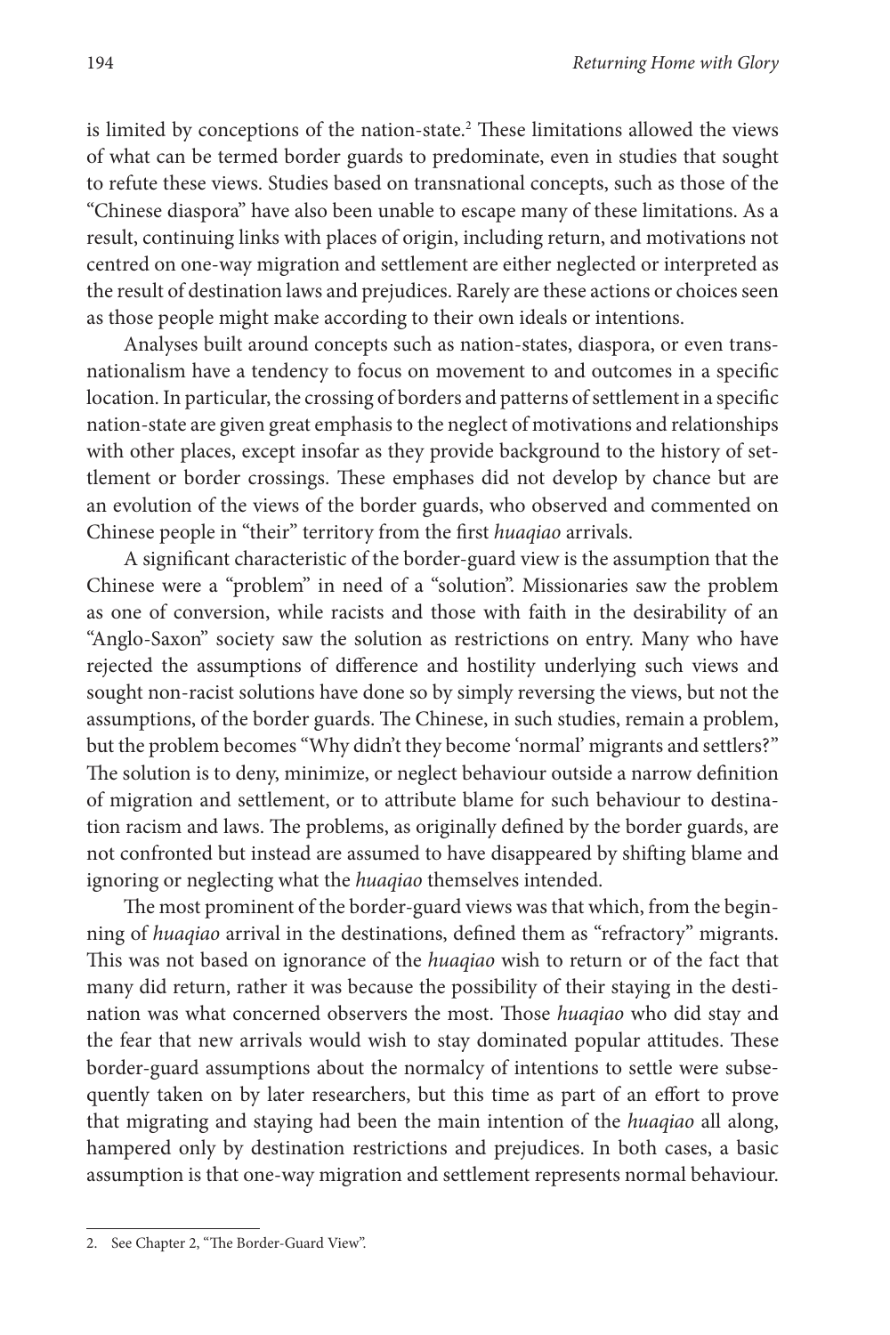is limited by conceptions of the nation-state.[2] These limitations allowed the views of what can be termed border guards to predominate, even in studies that sought to refute these views. Studies based on transnational concepts, such as those of the "Chinese diaspora" have also been unable to escape many of these limitations. As a result, continuing links with places of origin, including return, and motivations not centred on one-way migration and settlement are either neglected or interpreted as the result of destination laws and prejudices. Rarely are these actions or choices seen as those people might make according to their own ideals or intentions.

Analyses built around concepts such as nation-states, diaspora, or even transnationalism have a tendency to focus on movement to and outcomes in a specific location. In particular, the crossing of borders and patterns of settlement in a specific nation-state are given great emphasis to the neglect of motivations and relationships with other places, except insofar as they provide background to the history of settlement or border crossings. These emphases did not develop by chance but are an evolution of the views of the border guards, who observed and commented on Chinese people in "their" territory from the first *huaqiao* arrivals.

A significant characteristic of the border-guard view is the assumption that the Chinese were a "problem" in need of a "solution". Missionaries saw the problem as one of conversion, while racists and those with faith in the desirability of an "Anglo-Saxon" society saw the solution as restrictions on entry. Many who have rejected the assumptions of difference and hostility underlying such views and sought non-racist solutions have done so by simply reversing the views, but not the assumptions, of the border guards. The Chinese, in such studies, remain a problem, but the problem becomes "Why didn't they become 'normal' migrants and settlers?" The solution is to deny, minimize, or neglect behaviour outside a narrow definition of migration and settlement, or to attribute blame for such behaviour to destination racism and laws. The problems, as originally defined by the border guards, are not confronted but instead are assumed to have disappeared by shifting blame and ignoring or neglecting what the *huaqiao* themselves intended.

The most prominent of the border-guard views was that which, from the beginning of *huaqiao* arrival in the destinations, defined them as "refractory" migrants. This was not based on ignorance of the *huaqiao* wish to return or of the fact that many did return, rather it was because the possibility of their staying in the destination was what concerned observers the most. Those *huaqiao* who did stay and the fear that new arrivals would wish to stay dominated popular attitudes. These border-guard assumptions about the normalcy of intentions to settle were subsequently taken on by later researchers, but this time as part of an effort to prove that migrating and staying had been the main intention of the *huaqiao* all along, hampered only by destination restrictions and prejudices. In both cases, a basic assumption is that one-way migration and settlement represents normal behaviour.

2. See Chapter 2, "The Border-Guard View".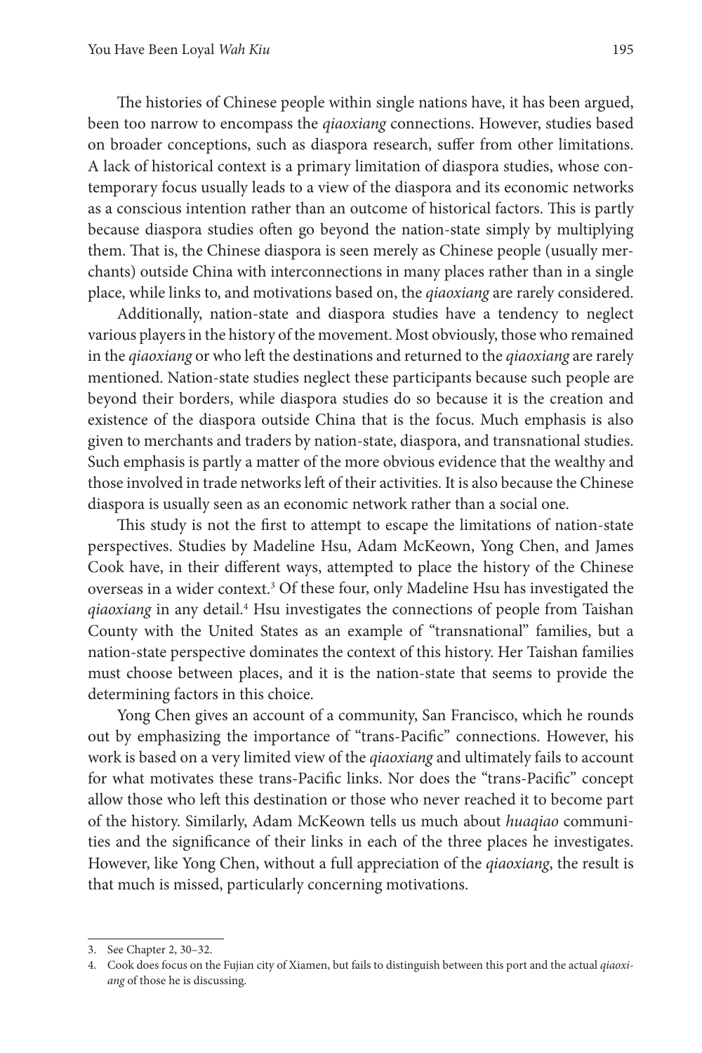The histories of Chinese people within single nations have, it has been argued, been too narrow to encompass the *qiaoxiang* connections. However, studies based on broader conceptions, such as diaspora research, suffer from other limitations. A lack of historical context is a primary limitation of diaspora studies, whose contemporary focus usually leads to a view of the diaspora and its economic networks as a conscious intention rather than an outcome of historical factors. This is partly because diaspora studies often go beyond the nation-state simply by multiplying them. That is, the Chinese diaspora is seen merely as Chinese people (usually merchants) outside China with interconnections in many places rather than in a single place, while links to, and motivations based on, the *qiaoxiang* are rarely considered.

Additionally, nation-state and diaspora studies have a tendency to neglect various players in the history of the movement. Most obviously, those who remained in the *qiaoxiang* or who left the destinations and returned to the *qiaoxiang* are rarely mentioned. Nation-state studies neglect these participants because such people are beyond their borders, while diaspora studies do so because it is the creation and existence of the diaspora outside China that is the focus. Much emphasis is also given to merchants and traders by nation-state, diaspora, and transnational studies. Such emphasis is partly a matter of the more obvious evidence that the wealthy and those involved in trade networks left of their activities. It is also because the Chinese diaspora is usually seen as an economic network rather than a social one.

This study is not the first to attempt to escape the limitations of nation-state perspectives. Studies by Madeline Hsu, Adam McKeown, Yong Chen, and James Cook have, in their different ways, attempted to place the history of the Chinese overseas in a wider context.[3] Of these four, only Madeline Hsu has investigated the *qiaoxiang* in any detail.[4] Hsu investigates the connections of people from Taishan County with the United States as an example of "transnational" families, but a nation-state perspective dominates the context of this history. Her Taishan families must choose between places, and it is the nation-state that seems to provide the determining factors in this choice.

Yong Chen gives an account of a community, San Francisco, which he rounds out by emphasizing the importance of "trans-Pacific" connections. However, his work is based on a very limited view of the *qiaoxiang* and ultimately fails to account for what motivates these trans-Pacific links. Nor does the "trans-Pacific" concept allow those who left this destination or those who never reached it to become part of the history. Similarly, Adam McKeown tells us much about *huaqiao* communities and the significance of their links in each of the three places he investigates. However, like Yong Chen, without a full appreciation of the *qiaoxiang*, the result is that much is missed, particularly concerning motivations.

---

3. See Chapter 2, 30–32.
4. Cook does focus on the Fujian city of Xiamen, but fails to distinguish between this port and the actual *qiaoxiang* of those he is discussing.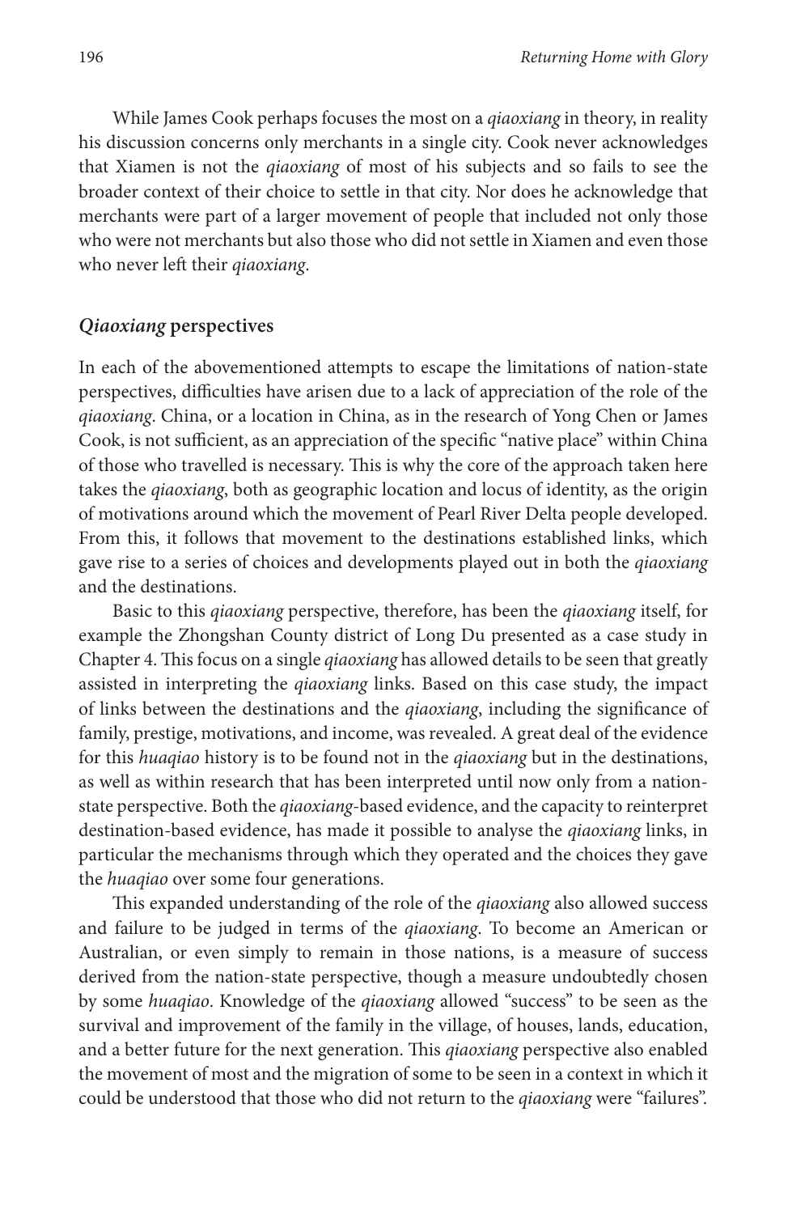While James Cook perhaps focuses the most on a *qiaoxiang* in theory, in reality his discussion concerns only merchants in a single city. Cook never acknowledges that Xiamen is not the *qiaoxiang* of most of his subjects and so fails to see the broader context of their choice to settle in that city. Nor does he acknowledge that merchants were part of a larger movement of people that included not only those who were not merchants but also those who did not settle in Xiamen and even those who never left their *qiaoxiang*.

## *Qiaoxiang* perspectives

In each of the abovementioned attempts to escape the limitations of nation-state perspectives, difficulties have arisen due to a lack of appreciation of the role of the *qiaoxiang*. China, or a location in China, as in the research of Yong Chen or James Cook, is not sufficient, as an appreciation of the specific "native place" within China of those who travelled is necessary. This is why the core of the approach taken here takes the *qiaoxiang*, both as geographic location and locus of identity, as the origin of motivations around which the movement of Pearl River Delta people developed. From this, it follows that movement to the destinations established links, which gave rise to a series of choices and developments played out in both the *qiaoxiang* and the destinations.

Basic to this *qiaoxiang* perspective, therefore, has been the *qiaoxiang* itself, for example the Zhongshan County district of Long Du presented as a case study in Chapter 4. This focus on a single *qiaoxiang* has allowed details to be seen that greatly assisted in interpreting the *qiaoxiang* links. Based on this case study, the impact of links between the destinations and the *qiaoxiang*, including the significance of family, prestige, motivations, and income, was revealed. A great deal of the evidence for this *huaqiao* history is to be found not in the *qiaoxiang* but in the destinations, as well as within research that has been interpreted until now only from a nation-state perspective. Both the *qiaoxiang*-based evidence, and the capacity to reinterpret destination-based evidence, has made it possible to analyse the *qiaoxiang* links, in particular the mechanisms through which they operated and the choices they gave the *huaqiao* over some four generations.

This expanded understanding of the role of the *qiaoxiang* also allowed success and failure to be judged in terms of the *qiaoxiang*. To become an American or Australian, or even simply to remain in those nations, is a measure of success derived from the nation-state perspective, though a measure undoubtedly chosen by some *huaqiao*. Knowledge of the *qiaoxiang* allowed "success" to be seen as the survival and improvement of the family in the village, of houses, lands, education, and a better future for the next generation. This *qiaoxiang* perspective also enabled the movement of most and the migration of some to be seen in a context in which it could be understood that those who did not return to the *qiaoxiang* were "failures".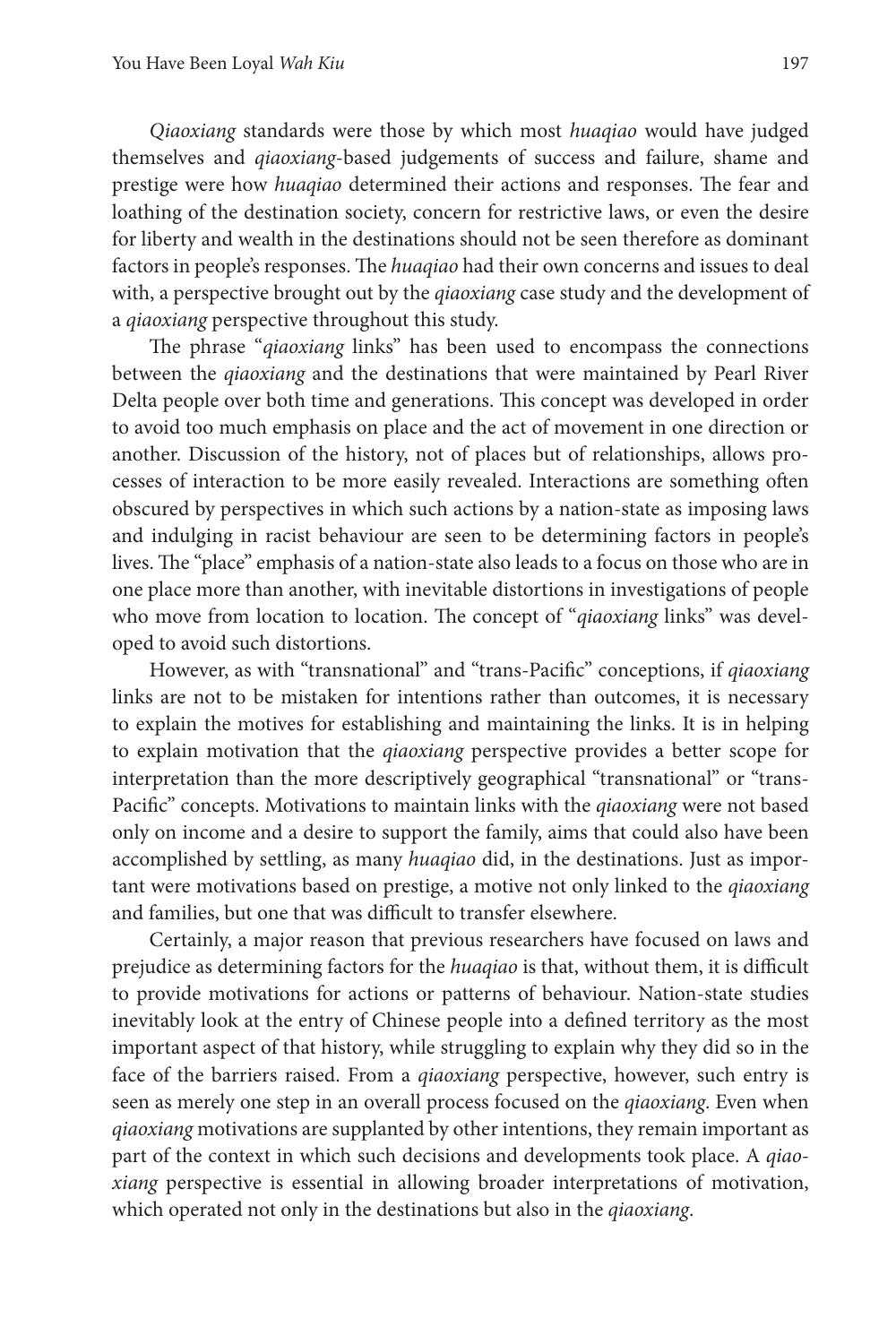*Qiaoxiang* standards were those by which most *huaqiao* would have judged themselves and *qiaoxiang*-based judgements of success and failure, shame and prestige were how *huaqiao* determined their actions and responses. The fear and loathing of the destination society, concern for restrictive laws, or even the desire for liberty and wealth in the destinations should not be seen therefore as dominant factors in people's responses. The *huaqiao* had their own concerns and issues to deal with, a perspective brought out by the *qiaoxiang* case study and the development of a *qiaoxiang* perspective throughout this study.

The phrase "*qiaoxiang* links" has been used to encompass the connections between the *qiaoxiang* and the destinations that were maintained by Pearl River Delta people over both time and generations. This concept was developed in order to avoid too much emphasis on place and the act of movement in one direction or another. Discussion of the history, not of places but of relationships, allows processes of interaction to be more easily revealed. Interactions are something often obscured by perspectives in which such actions by a nation-state as imposing laws and indulging in racist behaviour are seen to be determining factors in people's lives. The "place" emphasis of a nation-state also leads to a focus on those who are in one place more than another, with inevitable distortions in investigations of people who move from location to location. The concept of "*qiaoxiang* links" was developed to avoid such distortions.

However, as with "transnational" and "trans-Pacific" conceptions, if *qiaoxiang* links are not to be mistaken for intentions rather than outcomes, it is necessary to explain the motives for establishing and maintaining the links. It is in helping to explain motivation that the *qiaoxiang* perspective provides a better scope for interpretation than the more descriptively geographical "transnational" or "trans-Pacific" concepts. Motivations to maintain links with the *qiaoxiang* were not based only on income and a desire to support the family, aims that could also have been accomplished by settling, as many *huaqiao* did, in the destinations. Just as important were motivations based on prestige, a motive not only linked to the *qiaoxiang* and families, but one that was difficult to transfer elsewhere.

Certainly, a major reason that previous researchers have focused on laws and prejudice as determining factors for the *huaqiao* is that, without them, it is difficult to provide motivations for actions or patterns of behaviour. Nation-state studies inevitably look at the entry of Chinese people into a defined territory as the most important aspect of that history, while struggling to explain why they did so in the face of the barriers raised. From a *qiaoxiang* perspective, however, such entry is seen as merely one step in an overall process focused on the *qiaoxiang*. Even when *qiaoxiang* motivations are supplanted by other intentions, they remain important as part of the context in which such decisions and developments took place. A *qiaoxiang* perspective is essential in allowing broader interpretations of motivation, which operated not only in the destinations but also in the *qiaoxiang*.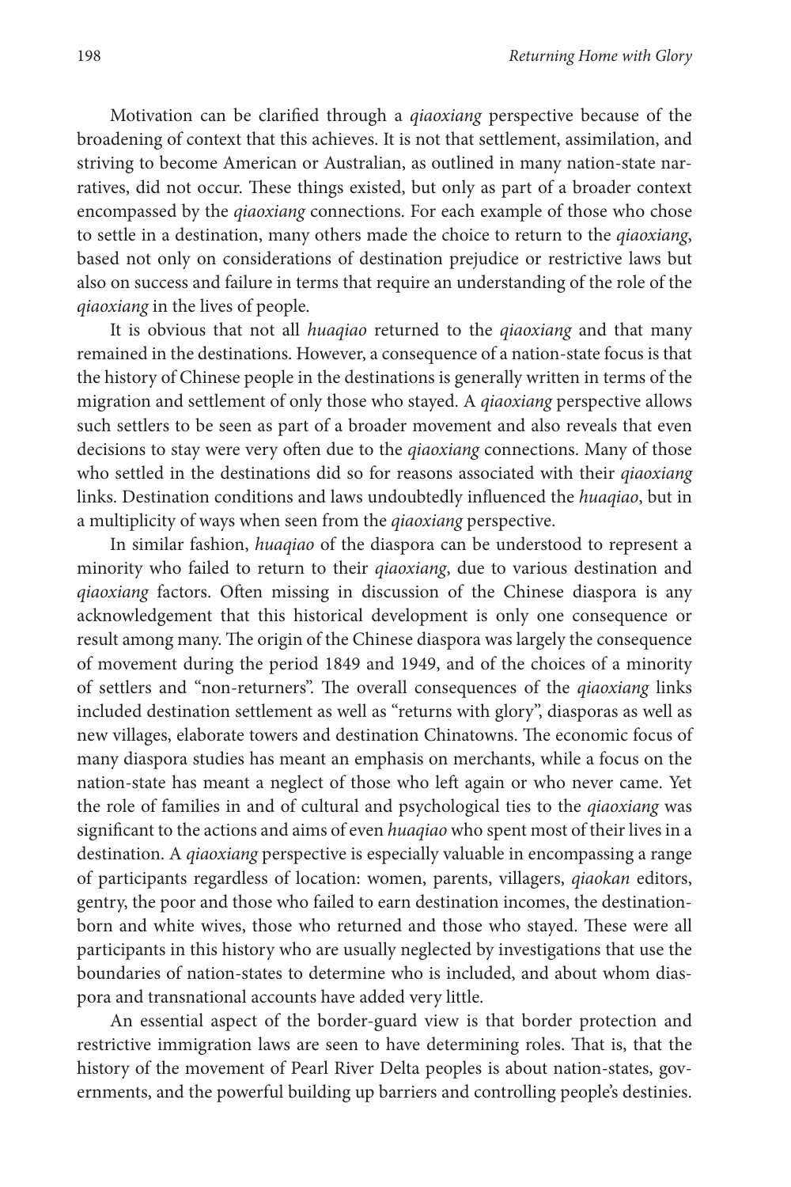Motivation can be clarified through a *qiaoxiang* perspective because of the broadening of context that this achieves. It is not that settlement, assimilation, and striving to become American or Australian, as outlined in many nation-state narratives, did not occur. These things existed, but only as part of a broader context encompassed by the *qiaoxiang* connections. For each example of those who chose to settle in a destination, many others made the choice to return to the *qiaoxiang*, based not only on considerations of destination prejudice or restrictive laws but also on success and failure in terms that require an understanding of the role of the *qiaoxiang* in the lives of people.

It is obvious that not all *huaqiao* returned to the *qiaoxiang* and that many remained in the destinations. However, a consequence of a nation-state focus is that the history of Chinese people in the destinations is generally written in terms of the migration and settlement of only those who stayed. A *qiaoxiang* perspective allows such settlers to be seen as part of a broader movement and also reveals that even decisions to stay were very often due to the *qiaoxiang* connections. Many of those who settled in the destinations did so for reasons associated with their *qiaoxiang* links. Destination conditions and laws undoubtedly influenced the *huaqiao*, but in a multiplicity of ways when seen from the *qiaoxiang* perspective.

In similar fashion, *huaqiao* of the diaspora can be understood to represent a minority who failed to return to their *qiaoxiang*, due to various destination and *qiaoxiang* factors. Often missing in discussion of the Chinese diaspora is any acknowledgement that this historical development is only one consequence or result among many. The origin of the Chinese diaspora was largely the consequence of movement during the period 1849 and 1949, and of the choices of a minority of settlers and "non-returners". The overall consequences of the *qiaoxiang* links included destination settlement as well as "returns with glory", diasporas as well as new villages, elaborate towers and destination Chinatowns. The economic focus of many diaspora studies has meant an emphasis on merchants, while a focus on the nation-state has meant a neglect of those who left again or who never came. Yet the role of families in and of cultural and psychological ties to the *qiaoxiang* was significant to the actions and aims of even *huaqiao* who spent most of their lives in a destination. A *qiaoxiang* perspective is especially valuable in encompassing a range of participants regardless of location: women, parents, villagers, *qiaokan* editors, gentry, the poor and those who failed to earn destination incomes, the destination-born and white wives, those who returned and those who stayed. These were all participants in this history who are usually neglected by investigations that use the boundaries of nation-states to determine who is included, and about whom diaspora and transnational accounts have added very little.

An essential aspect of the border-guard view is that border protection and restrictive immigration laws are seen to have determining roles. That is, that the history of the movement of Pearl River Delta peoples is about nation-states, governments, and the powerful building up barriers and controlling people's destinies.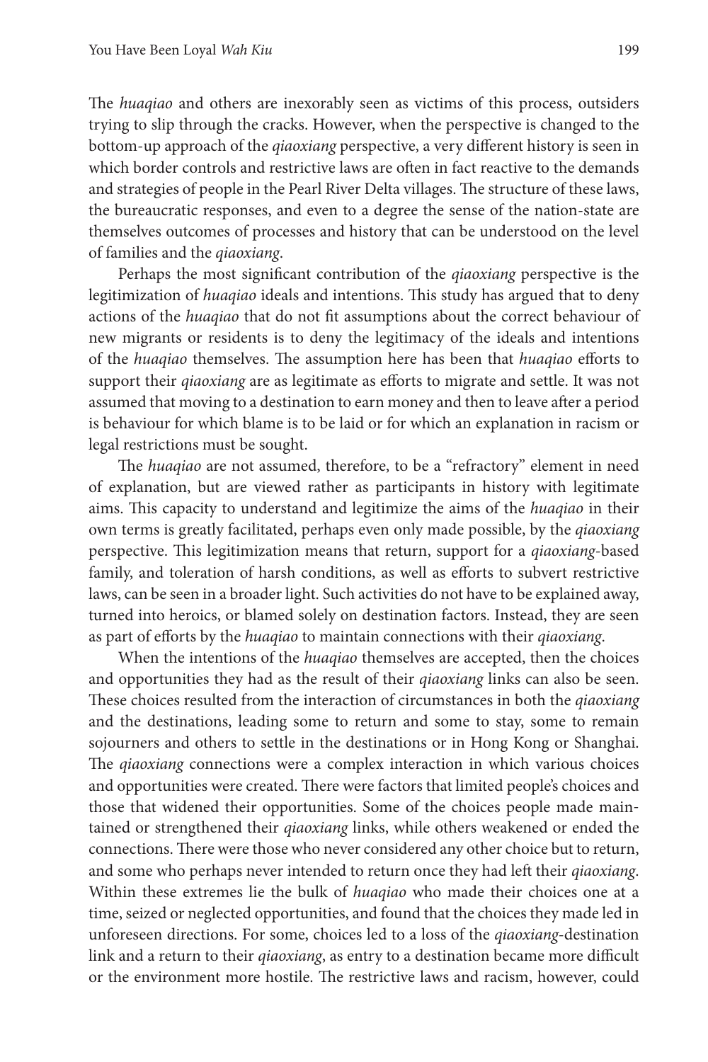The *huaqiao* and others are inexorably seen as victims of this process, outsiders trying to slip through the cracks. However, when the perspective is changed to the bottom-up approach of the *qiaoxiang* perspective, a very different history is seen in which border controls and restrictive laws are often in fact reactive to the demands and strategies of people in the Pearl River Delta villages. The structure of these laws, the bureaucratic responses, and even to a degree the sense of the nation-state are themselves outcomes of processes and history that can be understood on the level of families and the *qiaoxiang*.

Perhaps the most significant contribution of the *qiaoxiang* perspective is the legitimization of *huaqiao* ideals and intentions. This study has argued that to deny actions of the *huaqiao* that do not fit assumptions about the correct behaviour of new migrants or residents is to deny the legitimacy of the ideals and intentions of the *huaqiao* themselves. The assumption here has been that *huaqiao* efforts to support their *qiaoxiang* are as legitimate as efforts to migrate and settle. It was not assumed that moving to a destination to earn money and then to leave after a period is behaviour for which blame is to be laid or for which an explanation in racism or legal restrictions must be sought.

The *huaqiao* are not assumed, therefore, to be a "refractory" element in need of explanation, but are viewed rather as participants in history with legitimate aims. This capacity to understand and legitimize the aims of the *huaqiao* in their own terms is greatly facilitated, perhaps even only made possible, by the *qiaoxiang* perspective. This legitimization means that return, support for a *qiaoxiang*-based family, and toleration of harsh conditions, as well as efforts to subvert restrictive laws, can be seen in a broader light. Such activities do not have to be explained away, turned into heroics, or blamed solely on destination factors. Instead, they are seen as part of efforts by the *huaqiao* to maintain connections with their *qiaoxiang*.

When the intentions of the *huaqiao* themselves are accepted, then the choices and opportunities they had as the result of their *qiaoxiang* links can also be seen. These choices resulted from the interaction of circumstances in both the *qiaoxiang* and the destinations, leading some to return and some to stay, some to remain sojourners and others to settle in the destinations or in Hong Kong or Shanghai. The *qiaoxiang* connections were a complex interaction in which various choices and opportunities were created. There were factors that limited people's choices and those that widened their opportunities. Some of the choices people made maintained or strengthened their *qiaoxiang* links, while others weakened or ended the connections. There were those who never considered any other choice but to return, and some who perhaps never intended to return once they had left their *qiaoxiang*. Within these extremes lie the bulk of *huaqiao* who made their choices one at a time, seized or neglected opportunities, and found that the choices they made led in unforeseen directions. For some, choices led to a loss of the *qiaoxiang*-destination link and a return to their *qiaoxiang*, as entry to a destination became more difficult or the environment more hostile. The restrictive laws and racism, however, could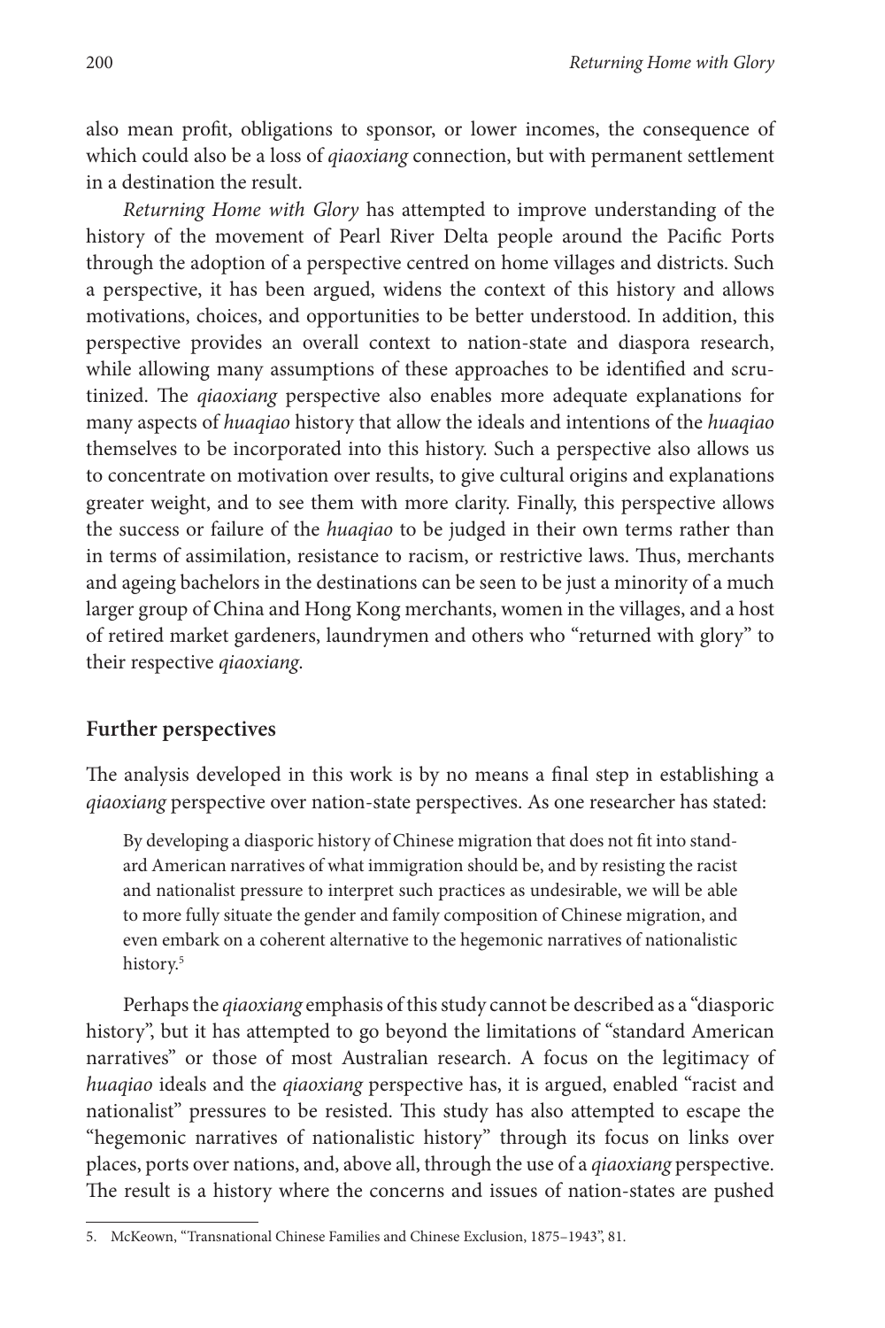also mean profit, obligations to sponsor, or lower incomes, the consequence of which could also be a loss of *qiaoxiang* connection, but with permanent settlement in a destination the result.

*Returning Home with Glory* has attempted to improve understanding of the history of the movement of Pearl River Delta people around the Pacific Ports through the adoption of a perspective centred on home villages and districts. Such a perspective, it has been argued, widens the context of this history and allows motivations, choices, and opportunities to be better understood. In addition, this perspective provides an overall context to nation-state and diaspora research, while allowing many assumptions of these approaches to be identified and scrutinized. The *qiaoxiang* perspective also enables more adequate explanations for many aspects of *huaqiao* history that allow the ideals and intentions of the *huaqiao* themselves to be incorporated into this history. Such a perspective also allows us to concentrate on motivation over results, to give cultural origins and explanations greater weight, and to see them with more clarity. Finally, this perspective allows the success or failure of the *huaqiao* to be judged in their own terms rather than in terms of assimilation, resistance to racism, or restrictive laws. Thus, merchants and ageing bachelors in the destinations can be seen to be just a minority of a much larger group of China and Hong Kong merchants, women in the villages, and a host of retired market gardeners, laundrymen and others who "returned with glory" to their respective *qiaoxiang*.

## Further perspectives

The analysis developed in this work is by no means a final step in establishing a *qiaoxiang* perspective over nation-state perspectives. As one researcher has stated:

> By developing a diasporic history of Chinese migration that does not fit into standard American narratives of what immigration should be, and by resisting the racist and nationalist pressure to interpret such practices as undesirable, we will be able to more fully situate the gender and family composition of Chinese migration, and even embark on a coherent alternative to the hegemonic narratives of nationalistic history.[5]

Perhaps the *qiaoxiang* emphasis of this study cannot be described as a "diasporic history", but it has attempted to go beyond the limitations of "standard American narratives" or those of most Australian research. A focus on the legitimacy of *huaqiao* ideals and the *qiaoxiang* perspective has, it is argued, enabled "racist and nationalist" pressures to be resisted. This study has also attempted to escape the "hegemonic narratives of nationalistic history" through its focus on links over places, ports over nations, and, above all, through the use of a *qiaoxiang* perspective. The result is a history where the concerns and issues of nation-states are pushed

5. McKeown, "Transnational Chinese Families and Chinese Exclusion, 1875–1943", 81.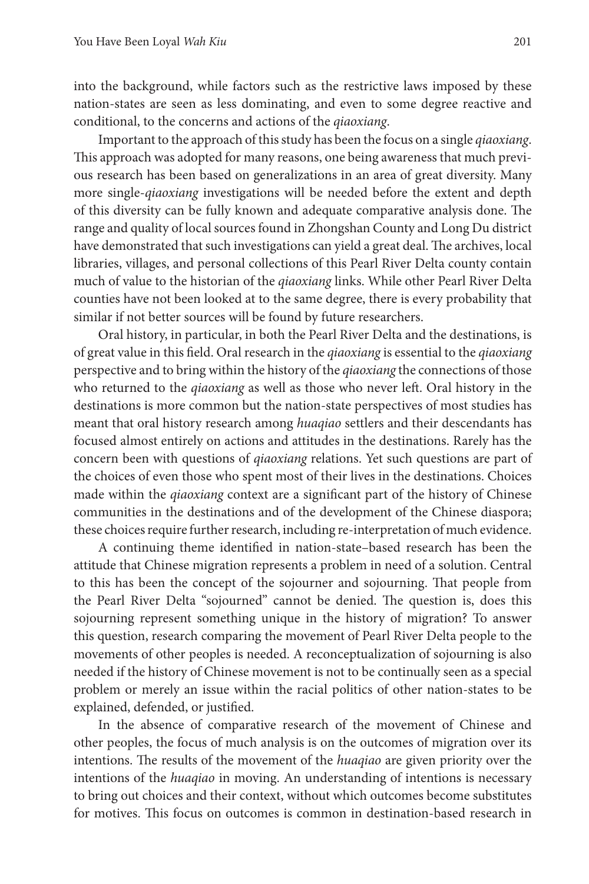into the background, while factors such as the restrictive laws imposed by these nation-states are seen as less dominating, and even to some degree reactive and conditional, to the concerns and actions of the *qiaoxiang*.

Important to the approach of this study has been the focus on a single *qiaoxiang*. This approach was adopted for many reasons, one being awareness that much previous research has been based on generalizations in an area of great diversity. Many more single-*qiaoxiang* investigations will be needed before the extent and depth of this diversity can be fully known and adequate comparative analysis done. The range and quality of local sources found in Zhongshan County and Long Du district have demonstrated that such investigations can yield a great deal. The archives, local libraries, villages, and personal collections of this Pearl River Delta county contain much of value to the historian of the *qiaoxiang* links. While other Pearl River Delta counties have not been looked at to the same degree, there is every probability that similar if not better sources will be found by future researchers.

Oral history, in particular, in both the Pearl River Delta and the destinations, is of great value in this field. Oral research in the *qiaoxiang* is essential to the *qiaoxiang* perspective and to bring within the history of the *qiaoxiang* the connections of those who returned to the *qiaoxiang* as well as those who never left. Oral history in the destinations is more common but the nation-state perspectives of most studies has meant that oral history research among *huaqiao* settlers and their descendants has focused almost entirely on actions and attitudes in the destinations. Rarely has the concern been with questions of *qiaoxiang* relations. Yet such questions are part of the choices of even those who spent most of their lives in the destinations. Choices made within the *qiaoxiang* context are a significant part of the history of Chinese communities in the destinations and of the development of the Chinese diaspora; these choices require further research, including re-interpretation of much evidence.

A continuing theme identified in nation-state–based research has been the attitude that Chinese migration represents a problem in need of a solution. Central to this has been the concept of the sojourner and sojourning. That people from the Pearl River Delta "sojourned" cannot be denied. The question is, does this sojourning represent something unique in the history of migration? To answer this question, research comparing the movement of Pearl River Delta people to the movements of other peoples is needed. A reconceptualization of sojourning is also needed if the history of Chinese movement is not to be continually seen as a special problem or merely an issue within the racial politics of other nation-states to be explained, defended, or justified.

In the absence of comparative research of the movement of Chinese and other peoples, the focus of much analysis is on the outcomes of migration over its intentions. The results of the movement of the *huaqiao* are given priority over the intentions of the *huaqiao* in moving. An understanding of intentions is necessary to bring out choices and their context, without which outcomes become substitutes for motives. This focus on outcomes is common in destination-based research in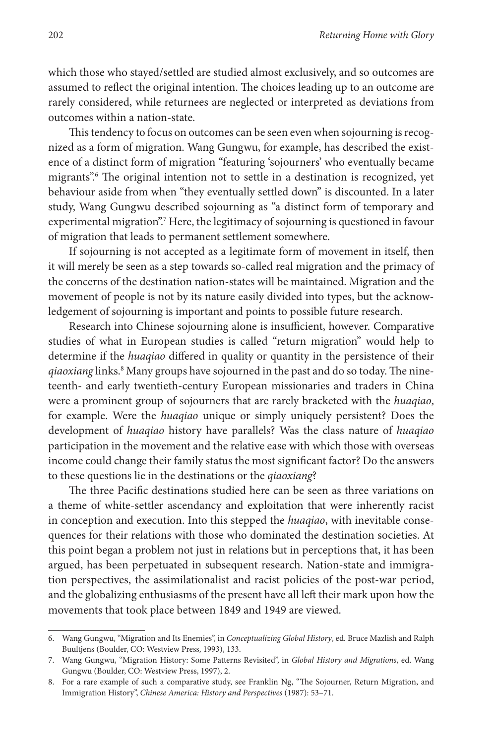which those who stayed/settled are studied almost exclusively, and so outcomes are assumed to reflect the original intention. The choices leading up to an outcome are rarely considered, while returnees are neglected or interpreted as deviations from outcomes within a nation-state.

This tendency to focus on outcomes can be seen even when sojourning is recognized as a form of migration. Wang Gungwu, for example, has described the existence of a distinct form of migration "featuring 'sojourners' who eventually became migrants".[6] The original intention not to settle in a destination is recognized, yet behaviour aside from when "they eventually settled down" is discounted. In a later study, Wang Gungwu described sojourning as "a distinct form of temporary and experimental migration".[7] Here, the legitimacy of sojourning is questioned in favour of migration that leads to permanent settlement somewhere.

If sojourning is not accepted as a legitimate form of movement in itself, then it will merely be seen as a step towards so-called real migration and the primacy of the concerns of the destination nation-states will be maintained. Migration and the movement of people is not by its nature easily divided into types, but the acknowledgement of sojourning is important and points to possible future research.

Research into Chinese sojourning alone is insufficient, however. Comparative studies of what in European studies is called "return migration" would help to determine if the *huaqiao* differed in quality or quantity in the persistence of their *qiaoxiang* links.[8] Many groups have sojourned in the past and do so today. The nineteenth- and early twentieth-century European missionaries and traders in China were a prominent group of sojourners that are rarely bracketed with the *huaqiao*, for example. Were the *huaqiao* unique or simply uniquely persistent? Does the development of *huaqiao* history have parallels? Was the class nature of *huaqiao* participation in the movement and the relative ease with which those with overseas income could change their family status the most significant factor? Do the answers to these questions lie in the destinations or the *qiaoxiang*?

The three Pacific destinations studied here can be seen as three variations on a theme of white-settler ascendancy and exploitation that were inherently racist in conception and execution. Into this stepped the *huaqiao*, with inevitable consequences for their relations with those who dominated the destination societies. At this point began a problem not just in relations but in perceptions that, it has been argued, has been perpetuated in subsequent research. Nation-state and immigration perspectives, the assimilationalist and racist policies of the post-war period, and the globalizing enthusiasms of the present have all left their mark upon how the movements that took place between 1849 and 1949 are viewed.

---

6. Wang Gungwu, "Migration and Its Enemies", in *Conceptualizing Global History*, ed. Bruce Mazlish and Ralph Buultjens (Boulder, CO: Westview Press, 1993), 133.
7. Wang Gungwu, "Migration History: Some Patterns Revisited", in *Global History and Migrations*, ed. Wang Gungwu (Boulder, CO: Westview Press, 1997), 2.
8. For a rare example of such a comparative study, see Franklin Ng, "The Sojourner, Return Migration, and Immigration History", *Chinese America: History and Perspectives* (1987): 53–71.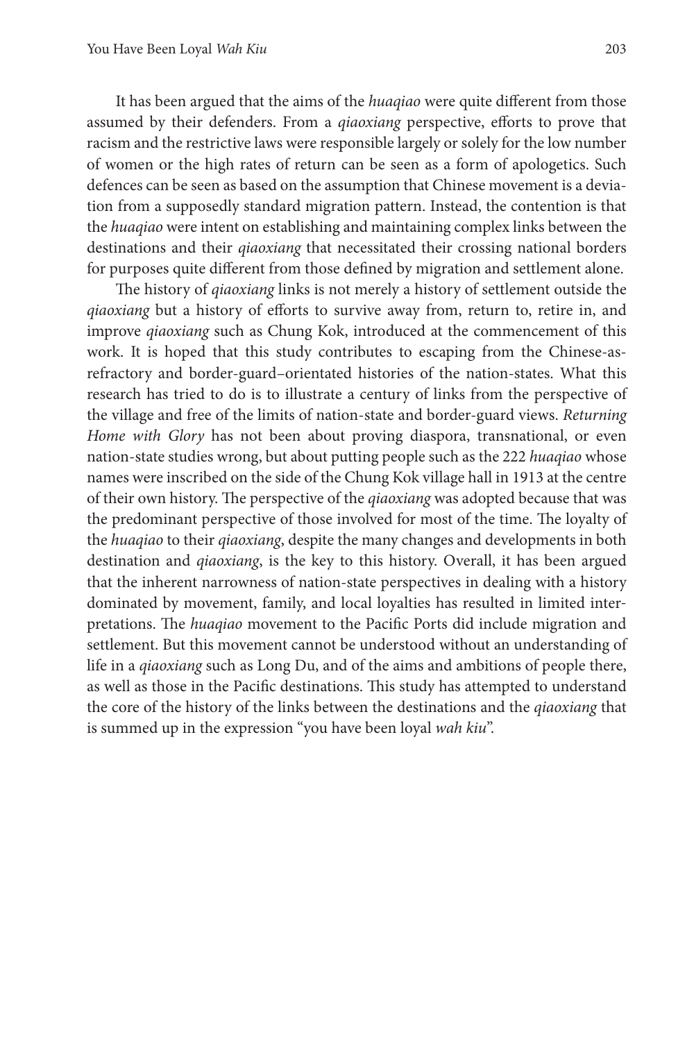It has been argued that the aims of the *huaqiao* were quite different from those assumed by their defenders. From a *qiaoxiang* perspective, efforts to prove that racism and the restrictive laws were responsible largely or solely for the low number of women or the high rates of return can be seen as a form of apologetics. Such defences can be seen as based on the assumption that Chinese movement is a deviation from a supposedly standard migration pattern. Instead, the contention is that the *huaqiao* were intent on establishing and maintaining complex links between the destinations and their *qiaoxiang* that necessitated their crossing national borders for purposes quite different from those defined by migration and settlement alone.

The history of *qiaoxiang* links is not merely a history of settlement outside the *qiaoxiang* but a history of efforts to survive away from, return to, retire in, and improve *qiaoxiang* such as Chung Kok, introduced at the commencement of this work. It is hoped that this study contributes to escaping from the Chinese-as-refractory and border-guard–orientated histories of the nation-states. What this research has tried to do is to illustrate a century of links from the perspective of the village and free of the limits of nation-state and border-guard views. *Returning Home with Glory* has not been about proving diaspora, transnational, or even nation-state studies wrong, but about putting people such as the 222 *huaqiao* whose names were inscribed on the side of the Chung Kok village hall in 1913 at the centre of their own history. The perspective of the *qiaoxiang* was adopted because that was the predominant perspective of those involved for most of the time. The loyalty of the *huaqiao* to their *qiaoxiang*, despite the many changes and developments in both destination and *qiaoxiang*, is the key to this history. Overall, it has been argued that the inherent narrowness of nation-state perspectives in dealing with a history dominated by movement, family, and local loyalties has resulted in limited interpretations. The *huaqiao* movement to the Pacific Ports did include migration and settlement. But this movement cannot be understood without an understanding of life in a *qiaoxiang* such as Long Du, and of the aims and ambitions of people there, as well as those in the Pacific destinations. This study has attempted to understand the core of the history of the links between the destinations and the *qiaoxiang* that is summed up in the expression "you have been loyal *wah kiu*".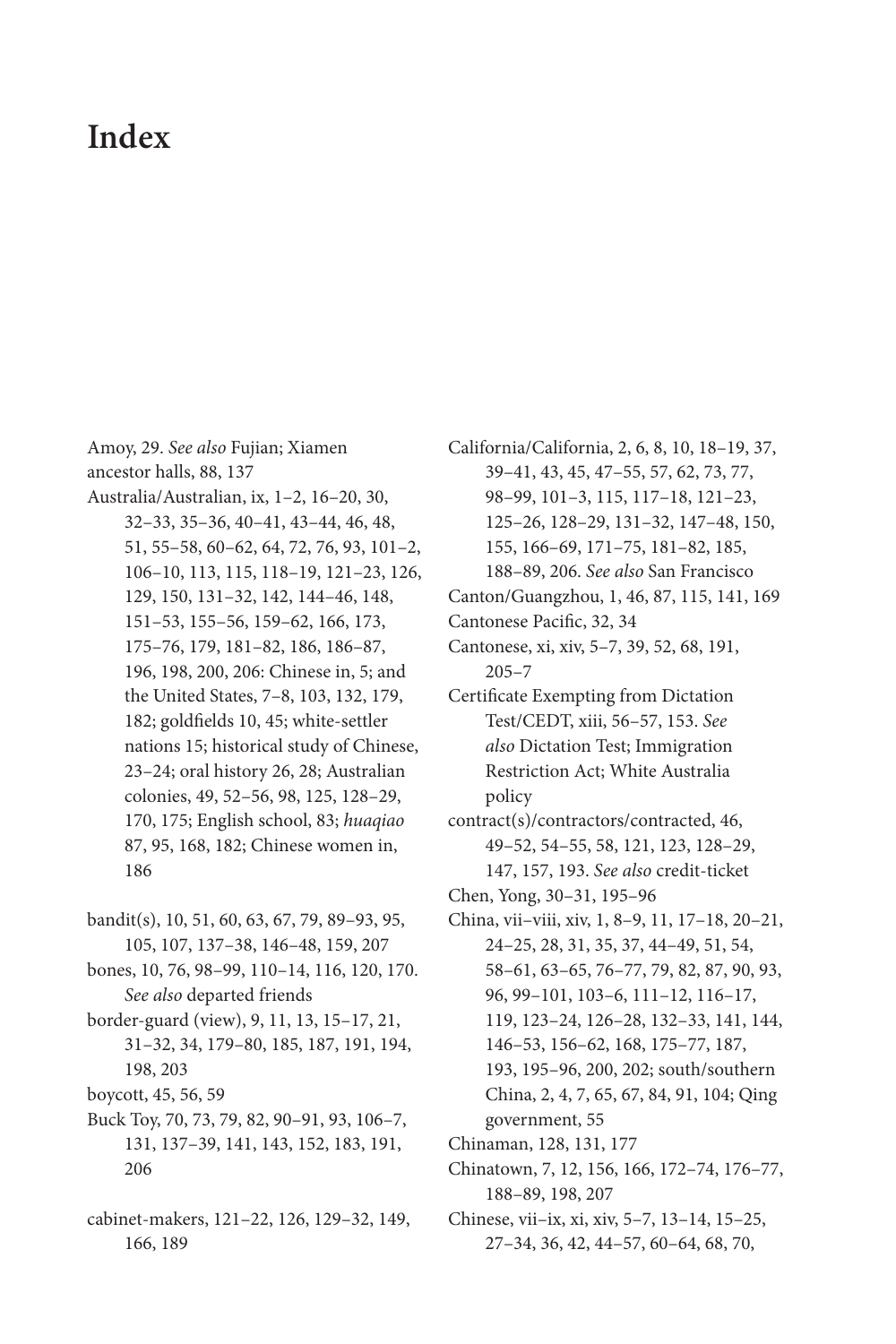# Index

Amoy, 29. *See also* Fujian; Xiamen

ancestor halls, 88, 137

Australia/Australian, ix, 1–2, 16–20, 30, 32–33, 35–36, 40–41, 43–44, 46, 48, 51, 55–58, 60–62, 64, 72, 76, 93, 101–2, 106–10, 113, 115, 118–19, 121–23, 126, 129, 150, 131–32, 142, 144–46, 148, 151–53, 155–56, 159–62, 166, 173, 175–76, 179, 181–82, 186, 186–87, 196, 198, 200, 206: Chinese in, 5; and the United States, 7–8, 103, 132, 179, 182; goldfields 10, 45; white-settler nations 15; historical study of Chinese, 23–24; oral history 26, 28; Australian colonies, 49, 52–56, 98, 125, 128–29, 170, 175; English school, 83; *huaqiao* 87, 95, 168, 182; Chinese women in, 186

bandit(s), 10, 51, 60, 63, 67, 79, 89–93, 95, 105, 107, 137–38, 146–48, 159, 207

bones, 10, 76, 98–99, 110–14, 116, 120, 170. *See also* departed friends

border-guard (view), 9, 11, 13, 15–17, 21, 31–32, 34, 179–80, 185, 187, 191, 194, 198, 203

boycott, 45, 56, 59

Buck Toy, 70, 73, 79, 82, 90–91, 93, 106–7, 131, 137–39, 141, 143, 152, 183, 191, 206

cabinet-makers, 121–22, 126, 129–32, 149, 166, 189

California/California, 2, 6, 8, 10, 18–19, 37, 39–41, 43, 45, 47–55, 57, 62, 73, 77, 98–99, 101–3, 115, 117–18, 121–23, 125–26, 128–29, 131–32, 147–48, 150, 155, 166–69, 171–75, 181–82, 185, 188–89, 206. *See also* San Francisco

Canton/Guangzhou, 1, 46, 87, 115, 141, 169

Cantonese Pacific, 32, 34

Cantonese, xi, xiv, 5–7, 39, 52, 68, 191, 205–7

Certificate Exempting from Dictation Test/CEDT, xiii, 56–57, 153. *See also* Dictation Test; Immigration Restriction Act; White Australia policy

contract(s)/contractors/contracted, 46, 49–52, 54–55, 58, 121, 123, 128–29, 147, 157, 193. *See also* credit-ticket

Chen, Yong, 30–31, 195–96

China, vii–viii, xiv, 1, 8–9, 11, 17–18, 20–21, 24–25, 28, 31, 35, 37, 44–49, 51, 54, 58–61, 63–65, 76–77, 79, 82, 87, 90, 93, 96, 99–101, 103–6, 111–12, 116–17, 119, 123–24, 126–28, 132–33, 141, 144, 146–53, 156–62, 168, 175–77, 187, 193, 195–96, 200, 202; south/southern China, 2, 4, 7, 65, 67, 84, 91, 104; Qing government, 55

Chinaman, 128, 131, 177

Chinatown, 7, 12, 156, 166, 172–74, 176–77, 188–89, 198, 207

Chinese, vii–ix, xi, xiv, 5–7, 13–14, 15–25, 27–34, 36, 42, 44–57, 60–64, 68, 70,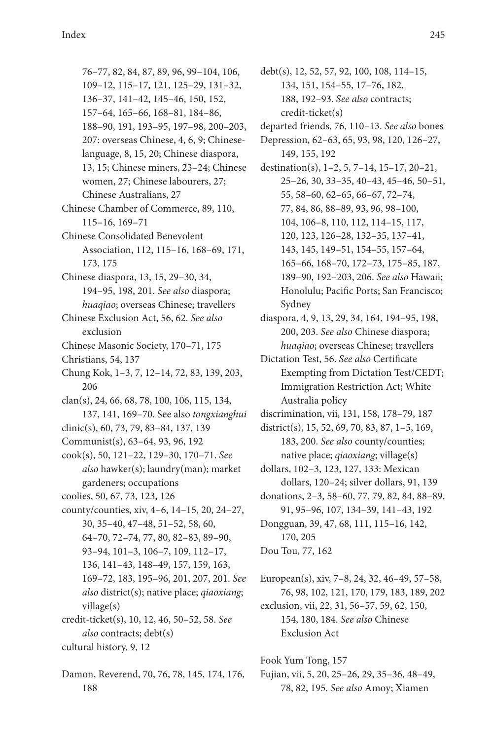76–77, 82, 84, 87, 89, 96, 99–104, 106, 109–12, 115–17, 121, 125–29, 131–32, 136–37, 141–42, 145–46, 150, 152, 157–64, 165–66, 168–81, 184–86, 188–90, 191, 193–95, 197–98, 200–203, 207: overseas Chinese, 4, 6, 9; Chinese-language, 8, 15, 20; Chinese diaspora, 13, 15; Chinese miners, 23–24; Chinese women, 27; Chinese labourers, 27; Chinese Australians, 27

Chinese Chamber of Commerce, 89, 110, 115–16, 169–71

Chinese Consolidated Benevolent Association, 112, 115–16, 168–69, 171, 173, 175

Chinese diaspora, 13, 15, 29–30, 34, 194–95, 198, 201. *See also* diaspora; *huaqiao*; overseas Chinese; travellers

Chinese Exclusion Act, 56, 62. *See also* exclusion

Chinese Masonic Society, 170–71, 175

Christians, 54, 137

Chung Kok, 1–3, 7, 12–14, 72, 83, 139, 203, 206

clan(s), 24, 66, 68, 78, 100, 106, 115, 134, 137, 141, 169–70. See also *tongxianghui*

clinic(s), 60, 73, 79, 83–84, 137, 139

Communist(s), 63–64, 93, 96, 192

cook(s), 50, 121–22, 129–30, 170–71. *See also* hawker(s); laundry(man); market gardeners; occupations

coolies, 50, 67, 73, 123, 126

county/counties, xiv, 4–6, 14–15, 20, 24–27, 30, 35–40, 47–48, 51–52, 58, 60, 64–70, 72–74, 77, 80, 82–83, 89–90, 93–94, 101–3, 106–7, 109, 112–17, 136, 141–43, 148–49, 157, 159, 163, 169–72, 183, 195–96, 201, 207, 201. *See also* district(s); native place; *qiaoxiang*; village(s)

credit-ticket(s), 10, 12, 46, 50–52, 58. *See also* contracts; debt(s)

cultural history, 9, 12

Damon, Reverend, 70, 76, 78, 145, 174, 176, 188

debt(s), 12, 52, 57, 92, 100, 108, 114–15, 134, 151, 154–55, 17–76, 182, 188, 192–93. *See also* contracts; credit-ticket(s)

departed friends, 76, 110–13. *See also* bones

Depression, 62–63, 65, 93, 98, 120, 126–27, 149, 155, 192

destination(s), 1–2, 5, 7–14, 15–17, 20–21, 25–26, 30, 33–35, 40–43, 45–46, 50–51, 55, 58–60, 62–65, 66–67, 72–74, 77, 84, 86, 88–89, 93, 96, 98–100, 104, 106–8, 110, 112, 114–15, 117, 120, 123, 126–28, 132–35, 137–41, 143, 145, 149–51, 154–55, 157–64, 165–66, 168–70, 172–73, 175–85, 187, 189–90, 192–203, 206. *See also* Hawaii; Honolulu; Pacific Ports; San Francisco; Sydney

diaspora, 4, 9, 13, 29, 34, 164, 194–95, 198, 200, 203. *See also* Chinese diaspora; *huaqiao*; overseas Chinese; travellers

Dictation Test, 56. *See also* Certificate Exempting from Dictation Test/CEDT; Immigration Restriction Act; White Australia policy

discrimination, vii, 131, 158, 178–79, 187

district(s), 15, 52, 69, 70, 83, 87, 1–5, 169, 183, 200. *See also* county/counties; native place; *qiaoxiang*; village(s)

dollars, 102–3, 123, 127, 133: Mexican dollars, 120–24; silver dollars, 91, 139

donations, 2–3, 58–60, 77, 79, 82, 84, 88–89, 91, 95–96, 107, 134–39, 141–43, 192

Dongguan, 39, 47, 68, 111, 115–16, 142, 170, 205

Dou Tou, 77, 162

European(s), xiv, 7–8, 24, 32, 46–49, 57–58, 76, 98, 102, 121, 170, 179, 183, 189, 202

exclusion, vii, 22, 31, 56–57, 59, 62, 150, 154, 180, 184. *See also* Chinese Exclusion Act

Fook Yum Tong, 157

Fujian, vii, 5, 20, 25–26, 29, 35–36, 48–49, 78, 82, 195. *See also* Amoy; Xiamen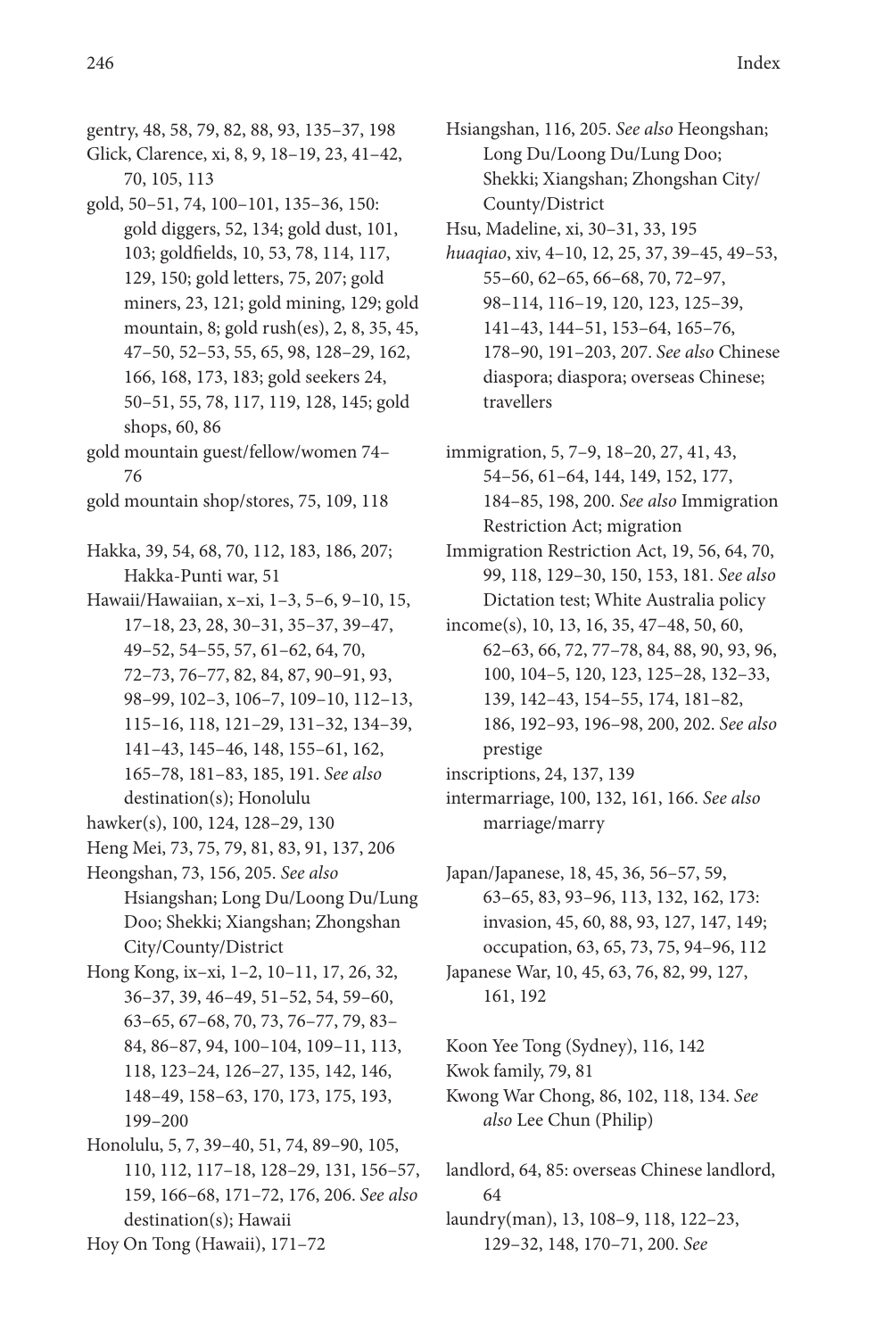gentry, 48, 58, 79, 82, 88, 93, 135–37, 198

Glick, Clarence, xi, 8, 9, 18–19, 23, 41–42, 70, 105, 113

gold, 50–51, 74, 100–101, 135–36, 150: gold diggers, 52, 134; gold dust, 101, 103; goldfields, 10, 53, 78, 114, 117, 129, 150; gold letters, 75, 207; gold miners, 23, 121; gold mining, 129; gold mountain, 8; gold rush(es), 2, 8, 35, 45, 47–50, 52–53, 55, 65, 98, 128–29, 162, 166, 168, 173, 183; gold seekers 24, 50–51, 55, 78, 117, 119, 128, 145; gold shops, 60, 86

gold mountain guest/fellow/women 74–76

gold mountain shop/stores, 75, 109, 118

Hakka, 39, 54, 68, 70, 112, 183, 186, 207; Hakka-Punti war, 51

Hawaii/Hawaiian, x–xi, 1–3, 5–6, 9–10, 15, 17–18, 23, 28, 30–31, 35–37, 39–47, 49–52, 54–55, 57, 61–62, 64, 70, 72–73, 76–77, 82, 84, 87, 90–91, 93, 98–99, 102–3, 106–7, 109–10, 112–13, 115–16, 118, 121–29, 131–32, 134–39, 141–43, 145–46, 148, 155–61, 162, 165–78, 181–83, 185, 191. *See also* destination(s); Honolulu

hawker(s), 100, 124, 128–29, 130

Heng Mei, 73, 75, 79, 81, 83, 91, 137, 206

Heongshan, 73, 156, 205. *See also* Hsiangshan; Long Du/Loong Du/Lung Doo; Shekki; Xiangshan; Zhongshan City/County/District

Hong Kong, ix–xi, 1–2, 10–11, 17, 26, 32, 36–37, 39, 46–49, 51–52, 54, 59–60, 63–65, 67–68, 70, 73, 76–77, 79, 83–84, 86–87, 94, 100–104, 109–11, 113, 118, 123–24, 126–27, 135, 142, 146, 148–49, 158–63, 170, 173, 175, 193, 199–200

Honolulu, 5, 7, 39–40, 51, 74, 89–90, 105, 110, 112, 117–18, 128–29, 131, 156–57, 159, 166–68, 171–72, 176, 206. *See also* destination(s); Hawaii

Hoy On Tong (Hawaii), 171–72

Hsiangshan, 116, 205. *See also* Heongshan; Long Du/Loong Du/Lung Doo; Shekki; Xiangshan; Zhongshan City/County/District

Hsu, Madeline, xi, 30–31, 33, 195

*huaqiao*, xiv, 4–10, 12, 25, 37, 39–45, 49–53, 55–60, 62–65, 66–68, 70, 72–97, 98–114, 116–19, 120, 123, 125–39, 141–43, 144–51, 153–64, 165–76, 178–90, 191–203, 207. *See also* Chinese diaspora; diaspora; overseas Chinese; travellers

immigration, 5, 7–9, 18–20, 27, 41, 43, 54–56, 61–64, 144, 149, 152, 177, 184–85, 198, 200. *See also* Immigration Restriction Act; migration

Immigration Restriction Act, 19, 56, 64, 70, 99, 118, 129–30, 150, 153, 181. *See also* Dictation test; White Australia policy

income(s), 10, 13, 16, 35, 47–48, 50, 60, 62–63, 66, 72, 77–78, 84, 88, 90, 93, 96, 100, 104–5, 120, 123, 125–28, 132–33, 139, 142–43, 154–55, 174, 181–82, 186, 192–93, 196–98, 200, 202. *See also* prestige

inscriptions, 24, 137, 139

intermarriage, 100, 132, 161, 166. *See also* marriage/marry

Japan/Japanese, 18, 45, 36, 56–57, 59, 63–65, 83, 93–96, 113, 132, 162, 173: invasion, 45, 60, 88, 93, 127, 147, 149; occupation, 63, 65, 73, 75, 94–96, 112

Japanese War, 10, 45, 63, 76, 82, 99, 127, 161, 192

Koon Yee Tong (Sydney), 116, 142

Kwok family, 79, 81

Kwong War Chong, 86, 102, 118, 134. *See also* Lee Chun (Philip)

landlord, 64, 85: overseas Chinese landlord, 64

laundry(man), 13, 108–9, 118, 122–23, 129–32, 148, 170–71, 200. *See*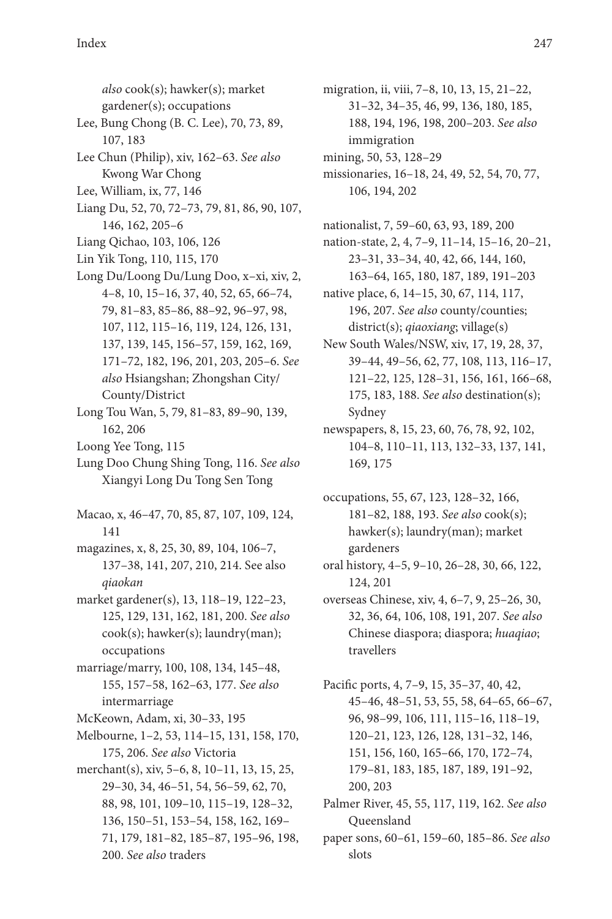*also* cook(s); hawker(s); market gardener(s); occupations

Lee, Bung Chong (B. C. Lee), 70, 73, 89, 107, 183

Lee Chun (Philip), xiv, 162–63. *See also* Kwong War Chong

Lee, William, ix, 77, 146

Liang Du, 52, 70, 72–73, 79, 81, 86, 90, 107, 146, 162, 205–6

Liang Qichao, 103, 106, 126

Lin Yik Tong, 110, 115, 170

Long Du/Loong Du/Lung Doo, x–xi, xiv, 2, 4–8, 10, 15–16, 37, 40, 52, 65, 66–74, 79, 81–83, 85–86, 88–92, 96–97, 98, 107, 112, 115–16, 119, 124, 126, 131, 137, 139, 145, 156–57, 159, 162, 169, 171–72, 182, 196, 201, 203, 205–6. *See also* Hsiangshan; Zhongshan City/County/District

Long Tou Wan, 5, 79, 81–83, 89–90, 139, 162, 206

Loong Yee Tong, 115

Lung Doo Chung Shing Tong, 116. *See also* Xiangyi Long Du Tong Sen Tong

Macao, x, 46–47, 70, 85, 87, 107, 109, 124, 141

magazines, x, 8, 25, 30, 89, 104, 106–7, 137–38, 141, 207, 210, 214. See also *qiaokan*

market gardener(s), 13, 118–19, 122–23, 125, 129, 131, 162, 181, 200. *See also* cook(s); hawker(s); laundry(man); occupations

marriage/marry, 100, 108, 134, 145–48, 155, 157–58, 162–63, 177. *See also* intermarriage

McKeown, Adam, xi, 30–33, 195

Melbourne, 1–2, 53, 114–15, 131, 158, 170, 175, 206. *See also* Victoria

merchant(s), xiv, 5–6, 8, 10–11, 13, 15, 25, 29–30, 34, 46–51, 54, 56–59, 62, 70, 88, 98, 101, 109–10, 115–19, 128–32, 136, 150–51, 153–54, 158, 162, 169–71, 179, 181–82, 185–87, 195–96, 198, 200. *See also* traders

migration, ii, viii, 7–8, 10, 13, 15, 21–22, 31–32, 34–35, 46, 99, 136, 180, 185, 188, 194, 196, 198, 200–203. *See also* immigration

mining, 50, 53, 128–29

missionaries, 16–18, 24, 49, 52, 54, 70, 77, 106, 194, 202

nationalist, 7, 59–60, 63, 93, 189, 200

nation-state, 2, 4, 7–9, 11–14, 15–16, 20–21, 23–31, 33–34, 40, 42, 66, 144, 160, 163–64, 165, 180, 187, 189, 191–203

native place, 6, 14–15, 30, 67, 114, 117, 196, 207. *See also* county/counties; district(s); *qiaoxiang*; village(s)

New South Wales/NSW, xiv, 17, 19, 28, 37, 39–44, 49–56, 62, 77, 108, 113, 116–17, 121–22, 125, 128–31, 156, 161, 166–68, 175, 183, 188. *See also* destination(s); Sydney

newspapers, 8, 15, 23, 60, 76, 78, 92, 102, 104–8, 110–11, 113, 132–33, 137, 141, 169, 175

occupations, 55, 67, 123, 128–32, 166, 181–82, 188, 193. *See also* cook(s); hawker(s); laundry(man); market gardeners

oral history, 4–5, 9–10, 26–28, 30, 66, 122, 124, 201

overseas Chinese, xiv, 4, 6–7, 9, 25–26, 30, 32, 36, 64, 106, 108, 191, 207. *See also* Chinese diaspora; diaspora; *huaqiao*; travellers

Pacific ports, 4, 7–9, 15, 35–37, 40, 42, 45–46, 48–51, 53, 55, 58, 64–65, 66–67, 96, 98–99, 106, 111, 115–16, 118–19, 120–21, 123, 126, 128, 131–32, 146, 151, 156, 160, 165–66, 170, 172–74, 179–81, 183, 185, 187, 189, 191–92, 200, 203

Palmer River, 45, 55, 117, 119, 162. *See also* Queensland

paper sons, 60–61, 159–60, 185–86. *See also* slots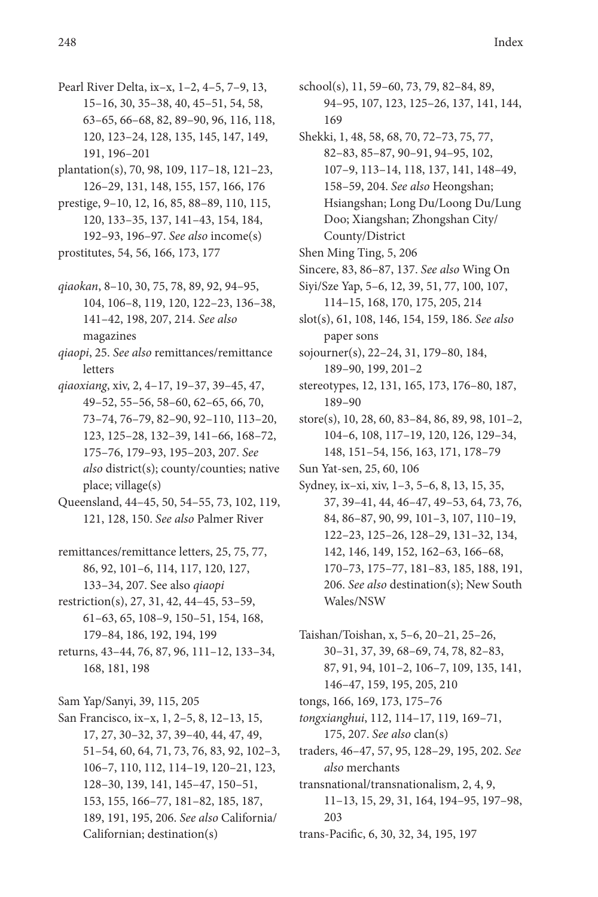Pearl River Delta, ix–x, 1–2, 4–5, 7–9, 13, 15–16, 30, 35–38, 40, 45–51, 54, 58, 63–65, 66–68, 82, 89–90, 96, 116, 118, 120, 123–24, 128, 135, 145, 147, 149, 191, 196–201

plantation(s), 70, 98, 109, 117–18, 121–23, 126–29, 131, 148, 155, 157, 166, 176

prestige, 9–10, 12, 16, 85, 88–89, 110, 115, 120, 133–35, 137, 141–43, 154, 184, 192–93, 196–97. *See also* income(s)

prostitutes, 54, 56, 166, 173, 177

*qiaokan*, 8–10, 30, 75, 78, 89, 92, 94–95, 104, 106–8, 119, 120, 122–23, 136–38, 141–42, 198, 207, 214. *See also* magazines

*qiaopi*, 25. *See also* remittances/remittance letters

*qiaoxiang*, xiv, 2, 4–17, 19–37, 39–45, 47, 49–52, 55–56, 58–60, 62–65, 66, 70, 73–74, 76–79, 82–90, 92–110, 113–20, 123, 125–28, 132–39, 141–66, 168–72, 175–76, 179–93, 195–203, 207. *See also* district(s); county/counties; native place; village(s)

Queensland, 44–45, 50, 54–55, 73, 102, 119, 121, 128, 150. *See also* Palmer River

remittances/remittance letters, 25, 75, 77, 86, 92, 101–6, 114, 117, 120, 127, 133–34, 207. See also *qiaopi*

restriction(s), 27, 31, 42, 44–45, 53–59, 61–63, 65, 108–9, 150–51, 154, 168, 179–84, 186, 192, 194, 199

returns, 43–44, 76, 87, 96, 111–12, 133–34, 168, 181, 198

Sam Yap/Sanyi, 39, 115, 205

San Francisco, ix–x, 1, 2–5, 8, 12–13, 15, 17, 27, 30–32, 37, 39–40, 44, 47, 49, 51–54, 60, 64, 71, 73, 76, 83, 92, 102–3, 106–7, 110, 112, 114–19, 120–21, 123, 128–30, 139, 141, 145–47, 150–51, 153, 155, 166–77, 181–82, 185, 187, 189, 191, 195, 206. *See also* California/Californian; destination(s)

school(s), 11, 59–60, 73, 79, 82–84, 89, 94–95, 107, 123, 125–26, 137, 141, 144, 169

Shekki, 1, 48, 58, 68, 70, 72–73, 75, 77, 82–83, 85–87, 90–91, 94–95, 102, 107–9, 113–14, 118, 137, 141, 148–49, 158–59, 204. *See also* Heongshan; Hsiangshan; Long Du/Loong Du/Lung Doo; Xiangshan; Zhongshan City/County/District

Shen Ming Ting, 5, 206

Sincere, 83, 86–87, 137. *See also* Wing On

Siyi/Sze Yap, 5–6, 12, 39, 51, 77, 100, 107, 114–15, 168, 170, 175, 205, 214

slot(s), 61, 108, 146, 154, 159, 186. *See also* paper sons

sojourner(s), 22–24, 31, 179–80, 184, 189–90, 199, 201–2

stereotypes, 12, 131, 165, 173, 176–80, 187, 189–90

store(s), 10, 28, 60, 83–84, 86, 89, 98, 101–2, 104–6, 108, 117–19, 120, 126, 129–34, 148, 151–54, 156, 163, 171, 178–79

Sun Yat-sen, 25, 60, 106

Sydney, ix–xi, xiv, 1–3, 5–6, 8, 13, 15, 35, 37, 39–41, 44, 46–47, 49–53, 64, 73, 76, 84, 86–87, 90, 99, 101–3, 107, 110–19, 122–23, 125–26, 128–29, 131–32, 134, 142, 146, 149, 152, 162–63, 166–68, 170–73, 175–77, 181–83, 185, 188, 191, 206. *See also* destination(s); New South Wales/NSW

Taishan/Toishan, x, 5–6, 20–21, 25–26, 30–31, 37, 39, 68–69, 74, 78, 82–83, 87, 91, 94, 101–2, 106–7, 109, 135, 141, 146–47, 159, 195, 205, 210

tongs, 166, 169, 173, 175–76

*tongxianghui*, 112, 114–17, 119, 169–71, 175, 207. *See also* clan(s)

traders, 46–47, 57, 95, 128–29, 195, 202. *See also* merchants

transnational/transnationalism, 2, 4, 9, 11–13, 15, 29, 31, 164, 194–95, 197–98, 203

trans-Pacific, 6, 30, 32, 34, 195, 197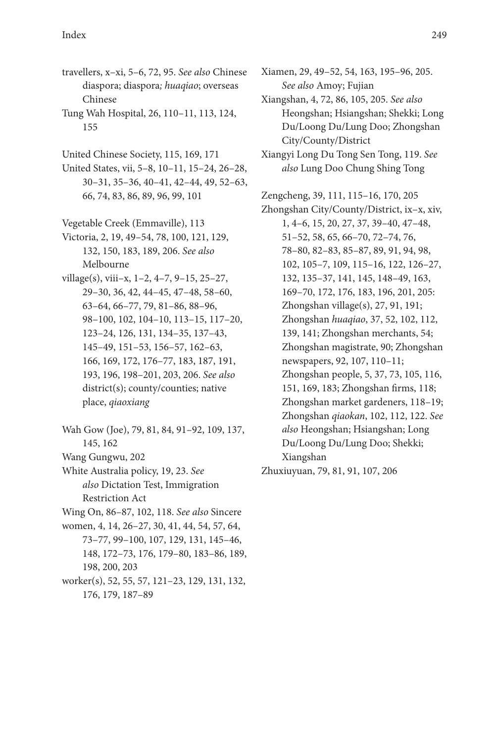travellers, x–xi, 5–6, 72, 95. *See also* Chinese diaspora; diaspora*; huaqiao*; overseas Chinese

Tung Wah Hospital, 26, 110–11, 113, 124, 155

United Chinese Society, 115, 169, 171

United States, vii, 5–8, 10–11, 15–24, 26–28, 30–31, 35–36, 40–41, 42–44, 49, 52–63, 66, 74, 83, 86, 89, 96, 99, 101

Vegetable Creek (Emmaville), 113

Victoria, 2, 19, 49–54, 78, 100, 121, 129, 132, 150, 183, 189, 206. *See also* Melbourne

village(s), viii–x, 1–2, 4–7, 9–15, 25–27, 29–30, 36, 42, 44–45, 47–48, 58–60, 63–64, 66–77, 79, 81–86, 88–96, 98–100, 102, 104–10, 113–15, 117–20, 123–24, 126, 131, 134–35, 137–43, 145–49, 151–53, 156–57, 162–63, 166, 169, 172, 176–77, 183, 187, 191, 193, 196, 198–201, 203, 206. *See also* district(s); county/counties; native place, *qiaoxiang*

Wah Gow (Joe), 79, 81, 84, 91–92, 109, 137, 145, 162

Wang Gungwu, 202

White Australia policy, 19, 23. *See also* Dictation Test, Immigration Restriction Act

Wing On, 86–87, 102, 118. *See also* Sincere

women, 4, 14, 26–27, 30, 41, 44, 54, 57, 64, 73–77, 99–100, 107, 129, 131, 145–46, 148, 172–73, 176, 179–80, 183–86, 189, 198, 200, 203

worker(s), 52, 55, 57, 121–23, 129, 131, 132, 176, 179, 187–89

Xiamen, 29, 49–52, 54, 163, 195–96, 205. *See also* Amoy; Fujian

Xiangshan, 4, 72, 86, 105, 205. *See also* Heongshan; Hsiangshan; Shekki; Long Du/Loong Du/Lung Doo; Zhongshan City/County/District

Xiangyi Long Du Tong Sen Tong, 119. *See also* Lung Doo Chung Shing Tong

Zengcheng, 39, 111, 115–16, 170, 205

Zhongshan City/County/District, ix–x, xiv, 1, 4–6, 15, 20, 27, 37, 39–40, 47–48, 51–52, 58, 65, 66–70, 72–74, 76, 78–80, 82–83, 85–87, 89, 91, 94, 98, 102, 105–7, 109, 115–16, 122, 126–27, 132, 135–37, 141, 145, 148–49, 163, 169–70, 172, 176, 183, 196, 201, 205: Zhongshan village(s), 27, 91, 191; Zhongshan *huaqiao*, 37, 52, 102, 112, 139, 141; Zhongshan merchants, 54; Zhongshan magistrate, 90; Zhongshan newspapers, 92, 107, 110–11; Zhongshan people, 5, 37, 73, 105, 116, 151, 169, 183; Zhongshan firms, 118; Zhongshan market gardeners, 118–19; Zhongshan *qiaokan*, 102, 112, 122. *See also* Heongshan; Hsiangshan; Long Du/Loong Du/Lung Doo; Shekki; Xiangshan

Zhuxiuyuan, 79, 81, 91, 107, 206